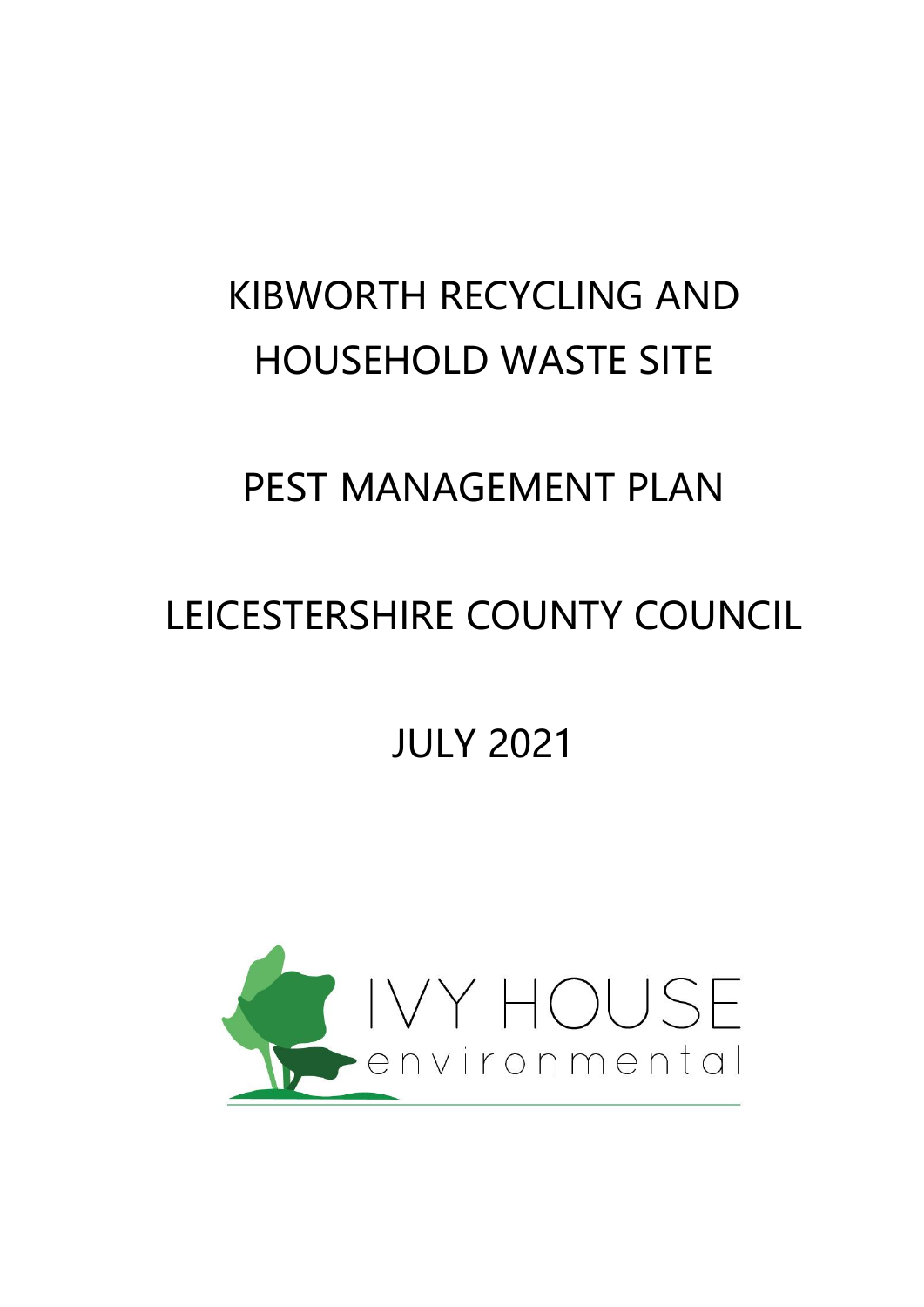# KIBWORTH RECYCLING AND HOUSEHOLD WASTE SITE

# PEST MANAGEMENT PLAN

# LEICESTERSHIRE COUNTY COUNCIL

# JULY 2021

IVY HOUSE
environmental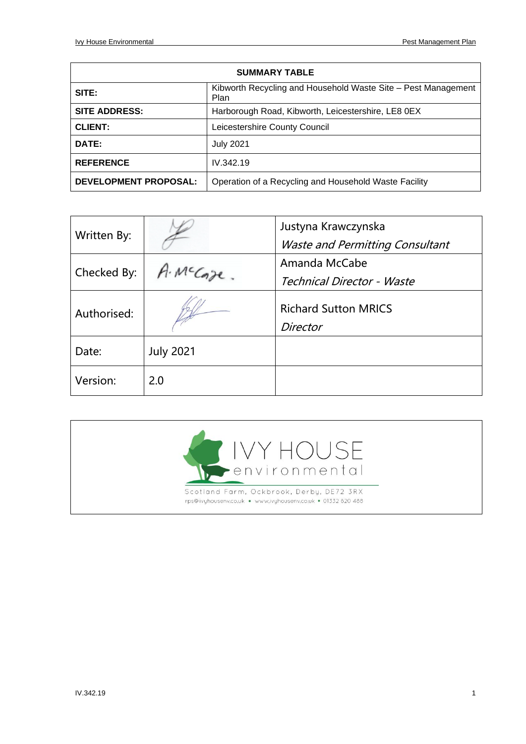| SUMMARY TABLE | |
| --- | --- |
| **SITE:** | Kibworth Recycling and Household Waste Site – Pest Management Plan |
| **SITE ADDRESS:** | Harborough Road, Kibworth, Leicestershire, LE8 0EX |
| **CLIENT:** | Leicestershire County Council |
| **DATE:** | July 2021 |
| **REFERENCE** | IV.342.19 |
| **DEVELOPMENT PROPOSAL:** | Operation of a Recycling and Household Waste Facility |

| | | |
| --- | --- | --- |
| Written By: | | Justyna Krawczynska<br>*Waste and Permitting Consultant* |
| Checked By: | A. McCabe. | Amanda McCabe<br>*Technical Director - Waste* |
| Authorised: | | Richard Sutton MRICS<br>*Director* |
| Date: | July 2021 | |
| Version: | 2.0 | |

IVY HOUSE environmental

Scotland Farm, Ockbrook, Derby, DE72 3RX
rps@ivyhousenv.co.uk • www.ivyhousenv.co.uk • 01332 820 488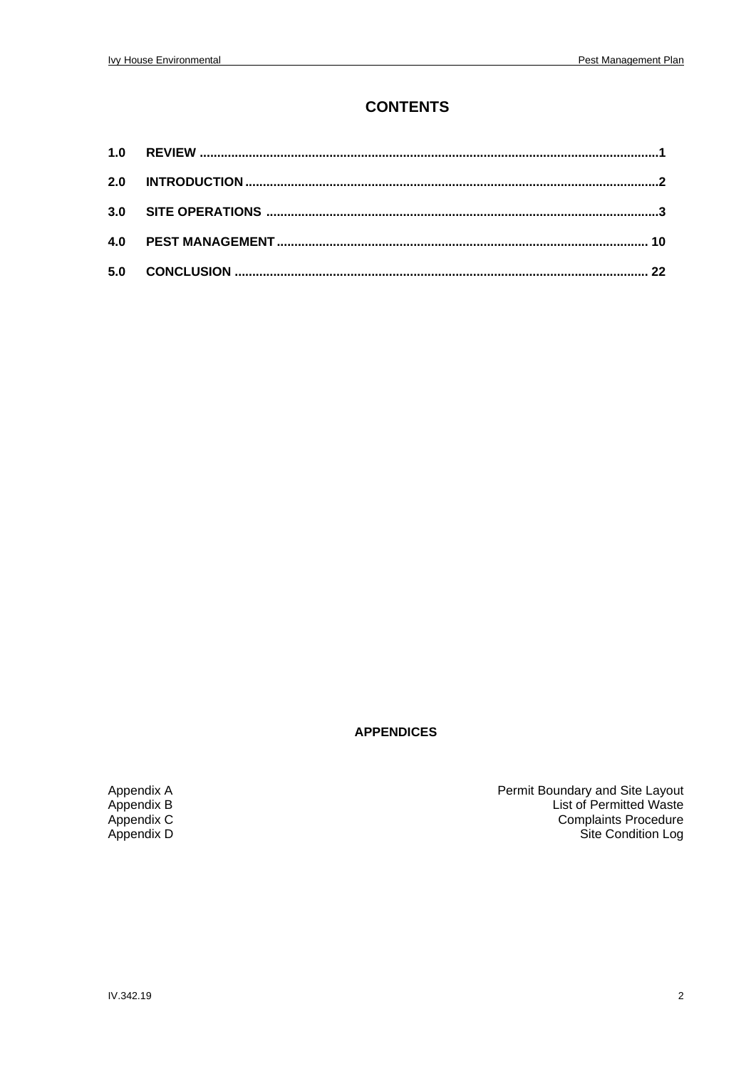# CONTENTS

| | | |
|---|---|---|
| **1.0** | **REVIEW** | **1** |
| **2.0** | **INTRODUCTION** | **2** |
| **3.0** | **SITE OPERATIONS** | **3** |
| **4.0** | **PEST MANAGEMENT** | **10** |
| **5.0** | **CONCLUSION** | **22** |

**APPENDICES**

| | |
|---|---|
| Appendix A | Permit Boundary and Site Layout |
| Appendix B | List of Permitted Waste |
| Appendix C | Complaints Procedure |
| Appendix D | Site Condition Log |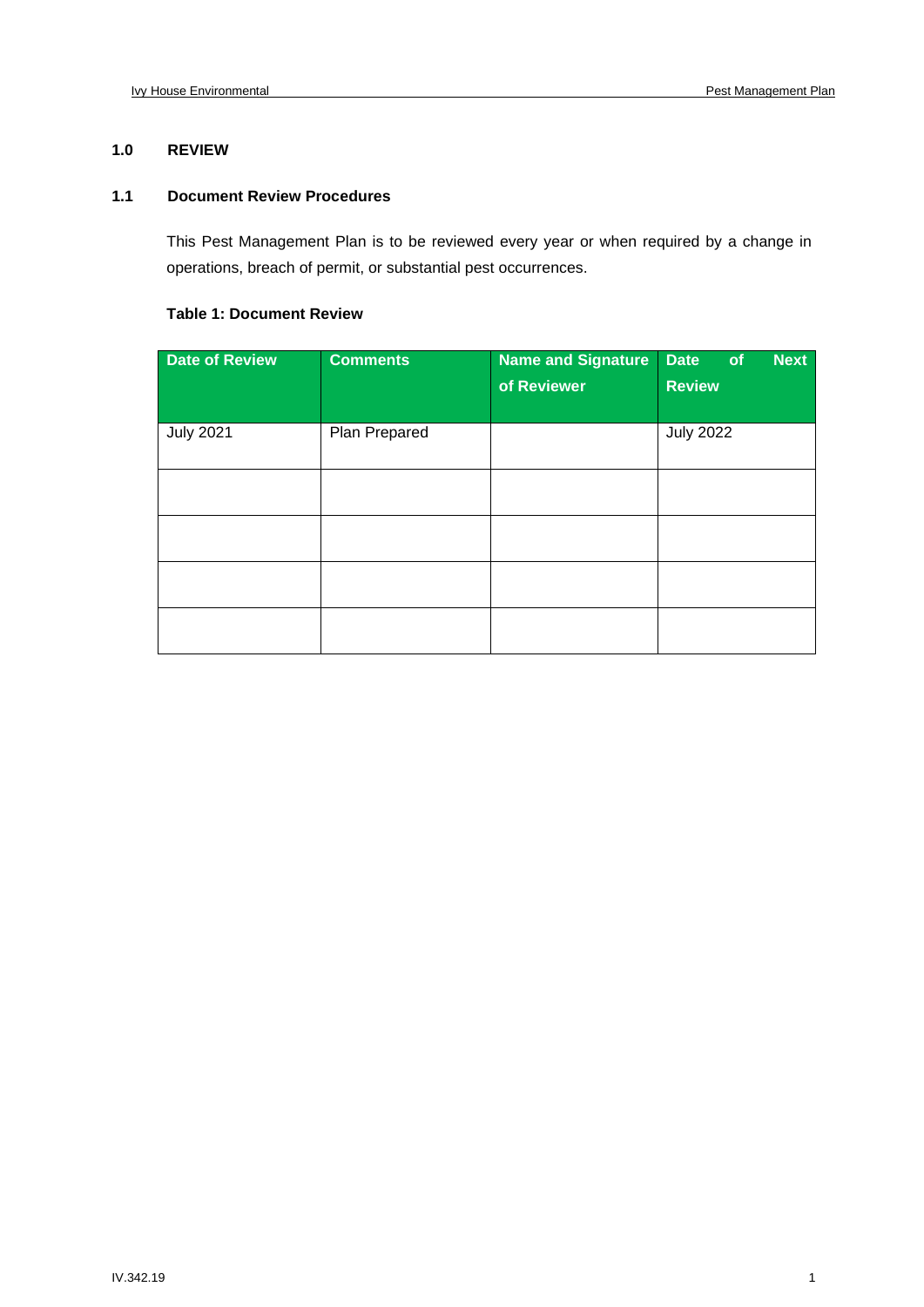## 1.0 REVIEW

### 1.1 Document Review Procedures

This Pest Management Plan is to be reviewed every year or when required by a change in operations, breach of permit, or substantial pest occurrences.

**Table 1: Document Review**

| Date of Review | Comments | Name and Signature of Reviewer | Date of Next Review |
|---|---|---|---|
| July 2021 | Plan Prepared | | July 2022 |
| | | | |
| | | | |
| | | | |
| | | | |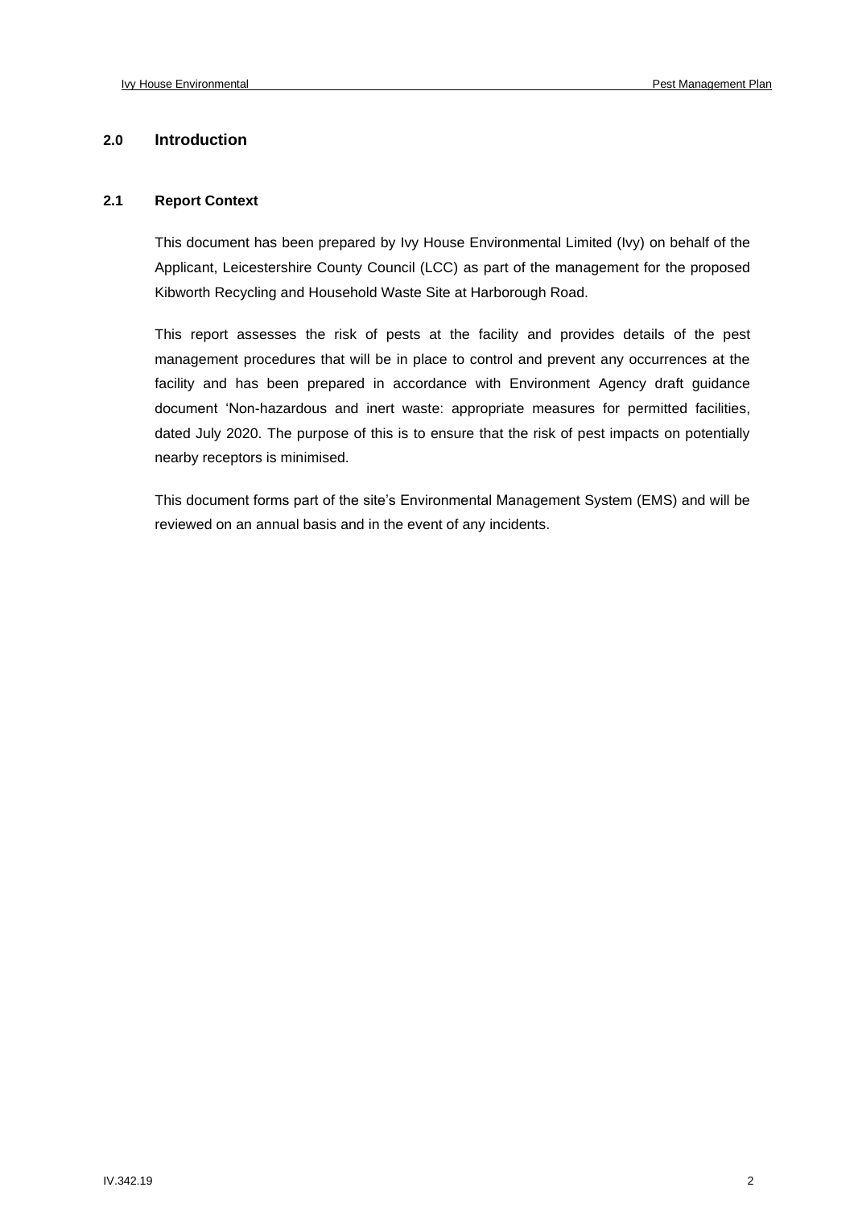## 2.0 Introduction

### 2.1 Report Context

This document has been prepared by Ivy House Environmental Limited (Ivy) on behalf of the Applicant, Leicestershire County Council (LCC) as part of the management for the proposed Kibworth Recycling and Household Waste Site at Harborough Road.

This report assesses the risk of pests at the facility and provides details of the pest management procedures that will be in place to control and prevent any occurrences at the facility and has been prepared in accordance with Environment Agency draft guidance document 'Non-hazardous and inert waste: appropriate measures for permitted facilities, dated July 2020. The purpose of this is to ensure that the risk of pest impacts on potentially nearby receptors is minimised.

This document forms part of the site's Environmental Management System (EMS) and will be reviewed on an annual basis and in the event of any incidents.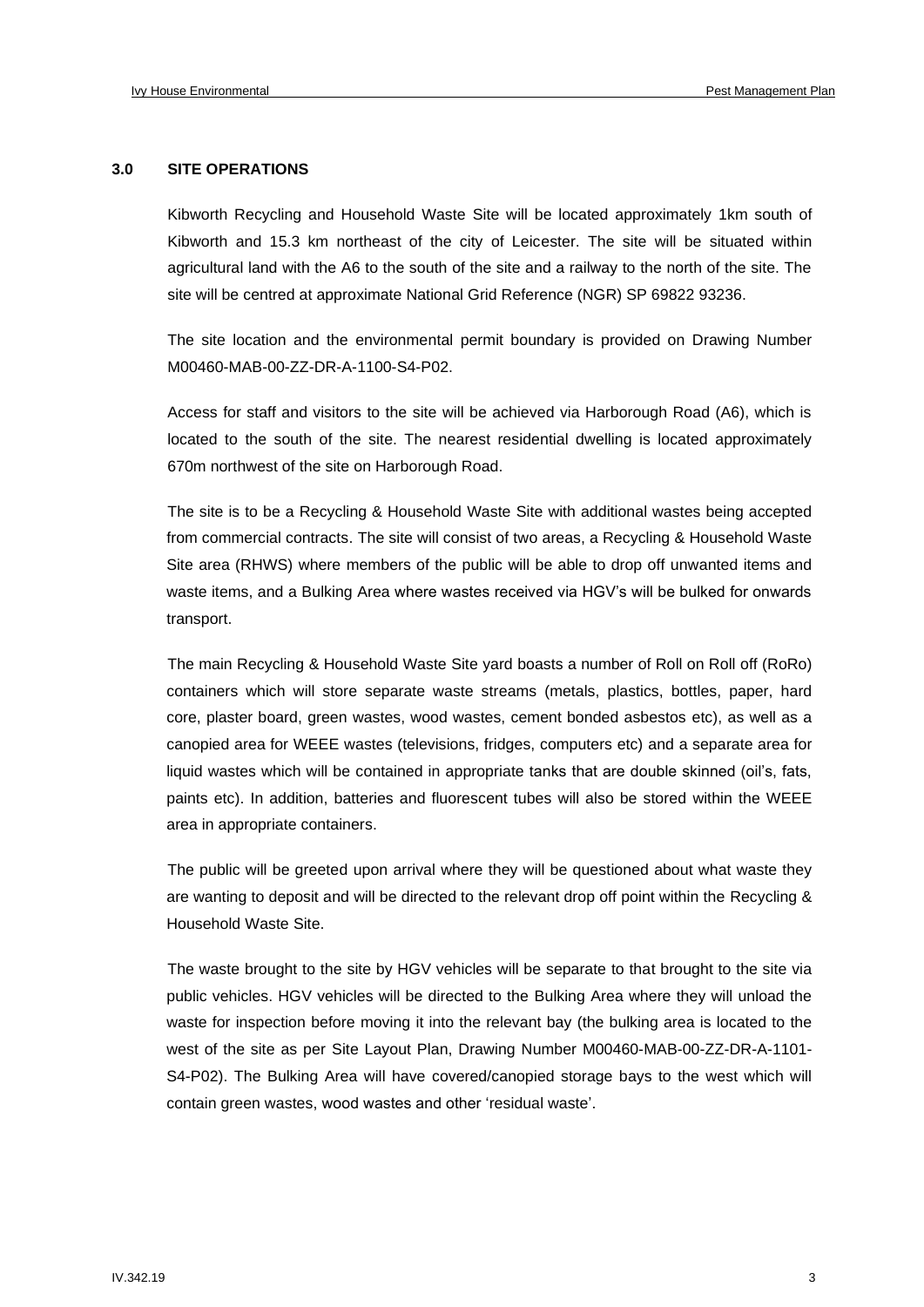## 3.0 SITE OPERATIONS

Kibworth Recycling and Household Waste Site will be located approximately 1km south of Kibworth and 15.3 km northeast of the city of Leicester. The site will be situated within agricultural land with the A6 to the south of the site and a railway to the north of the site. The site will be centred at approximate National Grid Reference (NGR) SP 69822 93236.

The site location and the environmental permit boundary is provided on Drawing Number M00460-MAB-00-ZZ-DR-A-1100-S4-P02.

Access for staff and visitors to the site will be achieved via Harborough Road (A6), which is located to the south of the site. The nearest residential dwelling is located approximately 670m northwest of the site on Harborough Road.

The site is to be a Recycling & Household Waste Site with additional wastes being accepted from commercial contracts. The site will consist of two areas, a Recycling & Household Waste Site area (RHWS) where members of the public will be able to drop off unwanted items and waste items, and a Bulking Area where wastes received via HGV's will be bulked for onwards transport.

The main Recycling & Household Waste Site yard boasts a number of Roll on Roll off (RoRo) containers which will store separate waste streams (metals, plastics, bottles, paper, hard core, plaster board, green wastes, wood wastes, cement bonded asbestos etc), as well as a canopied area for WEEE wastes (televisions, fridges, computers etc) and a separate area for liquid wastes which will be contained in appropriate tanks that are double skinned (oil's, fats, paints etc). In addition, batteries and fluorescent tubes will also be stored within the WEEE area in appropriate containers.

The public will be greeted upon arrival where they will be questioned about what waste they are wanting to deposit and will be directed to the relevant drop off point within the Recycling & Household Waste Site.

The waste brought to the site by HGV vehicles will be separate to that brought to the site via public vehicles. HGV vehicles will be directed to the Bulking Area where they will unload the waste for inspection before moving it into the relevant bay (the bulking area is located to the west of the site as per Site Layout Plan, Drawing Number M00460-MAB-00-ZZ-DR-A-1101-S4-P02). The Bulking Area will have covered/canopied storage bays to the west which will contain green wastes, wood wastes and other 'residual waste'.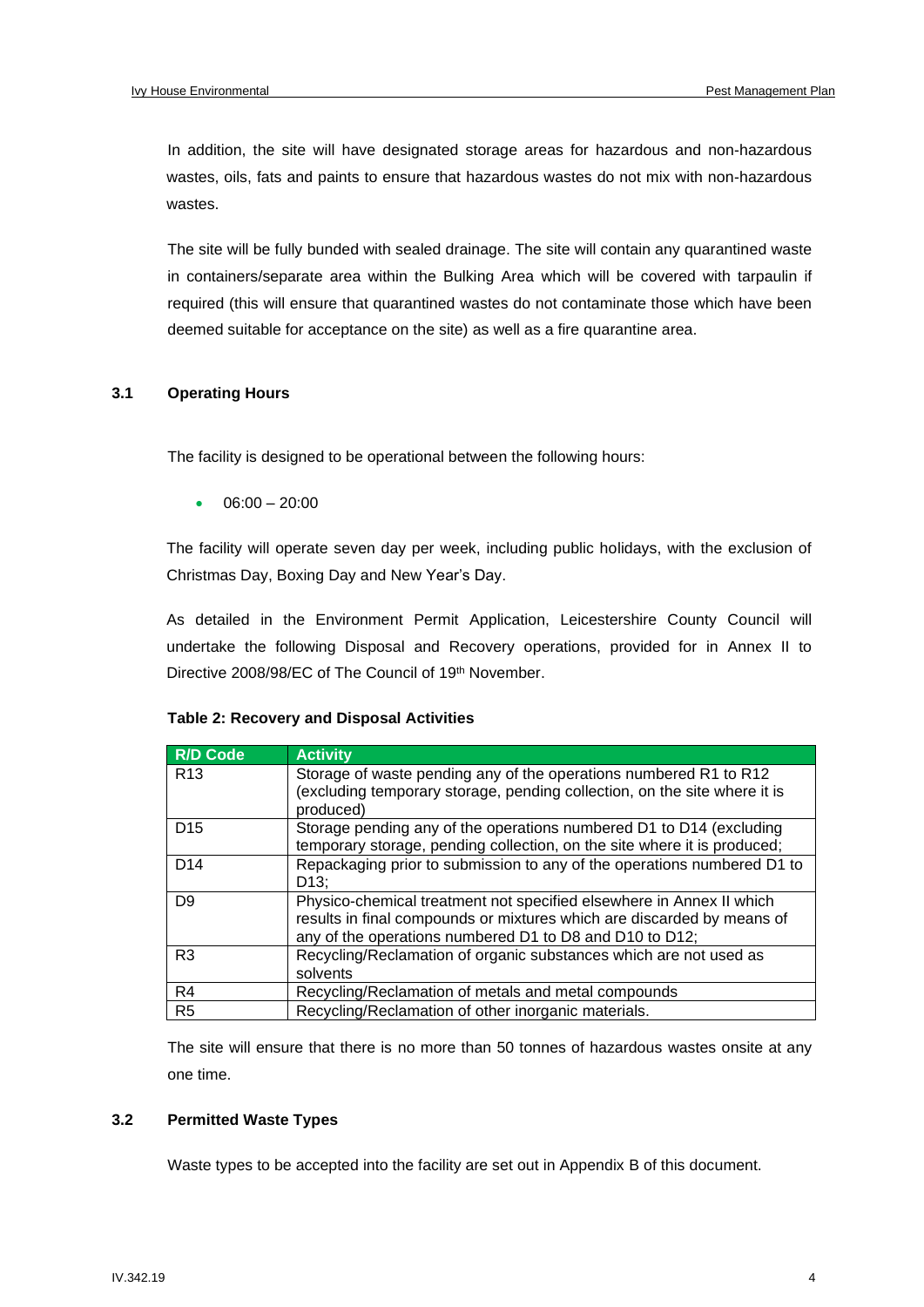In addition, the site will have designated storage areas for hazardous and non-hazardous wastes, oils, fats and paints to ensure that hazardous wastes do not mix with non-hazardous wastes.

The site will be fully bunded with sealed drainage. The site will contain any quarantined waste in containers/separate area within the Bulking Area which will be covered with tarpaulin if required (this will ensure that quarantined wastes do not contaminate those which have been deemed suitable for acceptance on the site) as well as a fire quarantine area.

### 3.1 Operating Hours

The facility is designed to be operational between the following hours:

- 06:00 – 20:00

The facility will operate seven day per week, including public holidays, with the exclusion of Christmas Day, Boxing Day and New Year's Day.

As detailed in the Environment Permit Application, Leicestershire County Council will undertake the following Disposal and Recovery operations, provided for in Annex II to Directive 2008/98/EC of The Council of 19th November.

**Table 2: Recovery and Disposal Activities**

| R/D Code | Activity |
|---|---|
| R13 | Storage of waste pending any of the operations numbered R1 to R12 (excluding temporary storage, pending collection, on the site where it is produced) |
| D15 | Storage pending any of the operations numbered D1 to D14 (excluding temporary storage, pending collection, on the site where it is produced; |
| D14 | Repackaging prior to submission to any of the operations numbered D1 to D13; |
| D9 | Physico-chemical treatment not specified elsewhere in Annex II which results in final compounds or mixtures which are discarded by means of any of the operations numbered D1 to D8 and D10 to D12; |
| R3 | Recycling/Reclamation of organic substances which are not used as solvents |
| R4 | Recycling/Reclamation of metals and metal compounds |
| R5 | Recycling/Reclamation of other inorganic materials. |

The site will ensure that there is no more than 50 tonnes of hazardous wastes onsite at any one time.

### 3.2 Permitted Waste Types

Waste types to be accepted into the facility are set out in Appendix B of this document.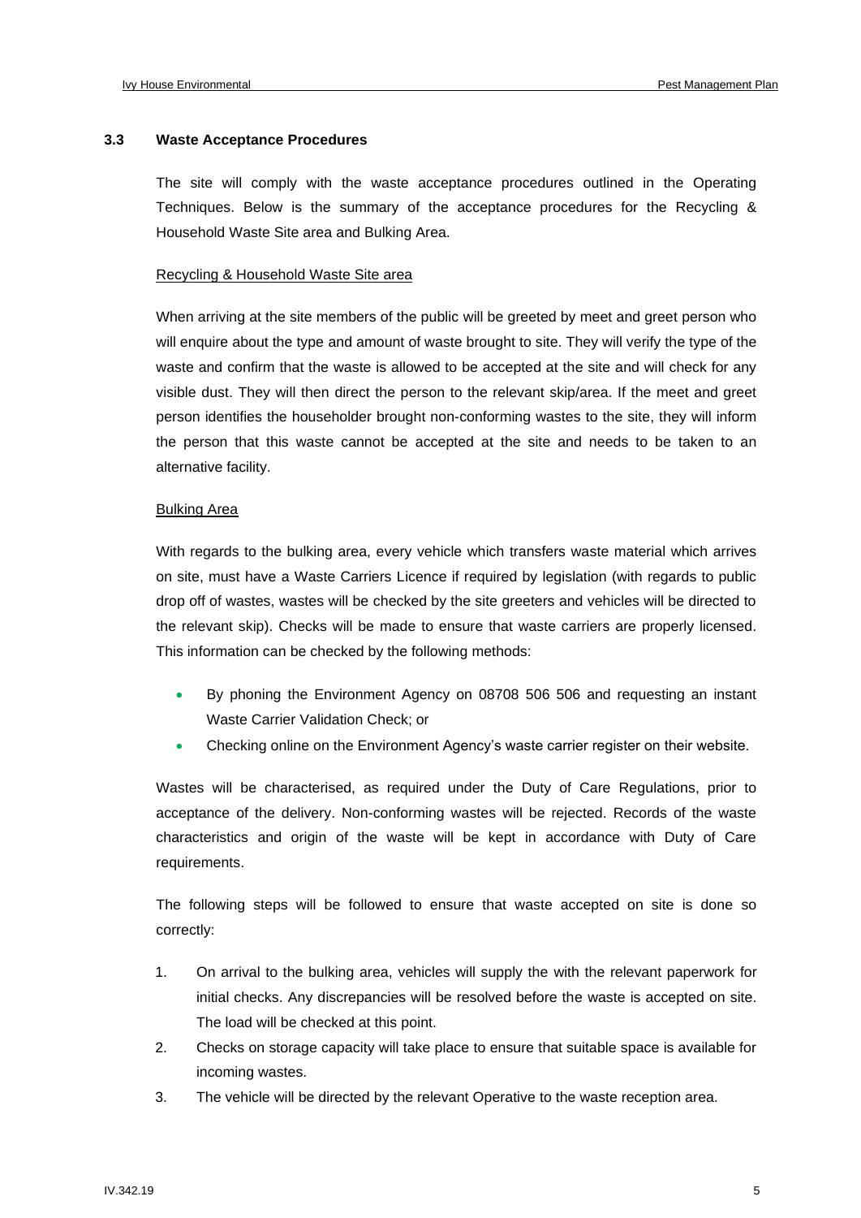### 3.3 Waste Acceptance Procedures

The site will comply with the waste acceptance procedures outlined in the Operating Techniques. Below is the summary of the acceptance procedures for the Recycling & Household Waste Site area and Bulking Area.

Recycling & Household Waste Site area

When arriving at the site members of the public will be greeted by meet and greet person who will enquire about the type and amount of waste brought to site. They will verify the type of the waste and confirm that the waste is allowed to be accepted at the site and will check for any visible dust. They will then direct the person to the relevant skip/area. If the meet and greet person identifies the householder brought non-conforming wastes to the site, they will inform the person that this waste cannot be accepted at the site and needs to be taken to an alternative facility.

Bulking Area

With regards to the bulking area, every vehicle which transfers waste material which arrives on site, must have a Waste Carriers Licence if required by legislation (with regards to public drop off of wastes, wastes will be checked by the site greeters and vehicles will be directed to the relevant skip). Checks will be made to ensure that waste carriers are properly licensed. This information can be checked by the following methods:

- By phoning the Environment Agency on 08708 506 506 and requesting an instant Waste Carrier Validation Check; or
- Checking online on the Environment Agency's waste carrier register on their website.

Wastes will be characterised, as required under the Duty of Care Regulations, prior to acceptance of the delivery. Non-conforming wastes will be rejected. Records of the waste characteristics and origin of the waste will be kept in accordance with Duty of Care requirements.

The following steps will be followed to ensure that waste accepted on site is done so correctly:

1. On arrival to the bulking area, vehicles will supply the with the relevant paperwork for initial checks. Any discrepancies will be resolved before the waste is accepted on site. The load will be checked at this point.
2. Checks on storage capacity will take place to ensure that suitable space is available for incoming wastes.
3. The vehicle will be directed by the relevant Operative to the waste reception area.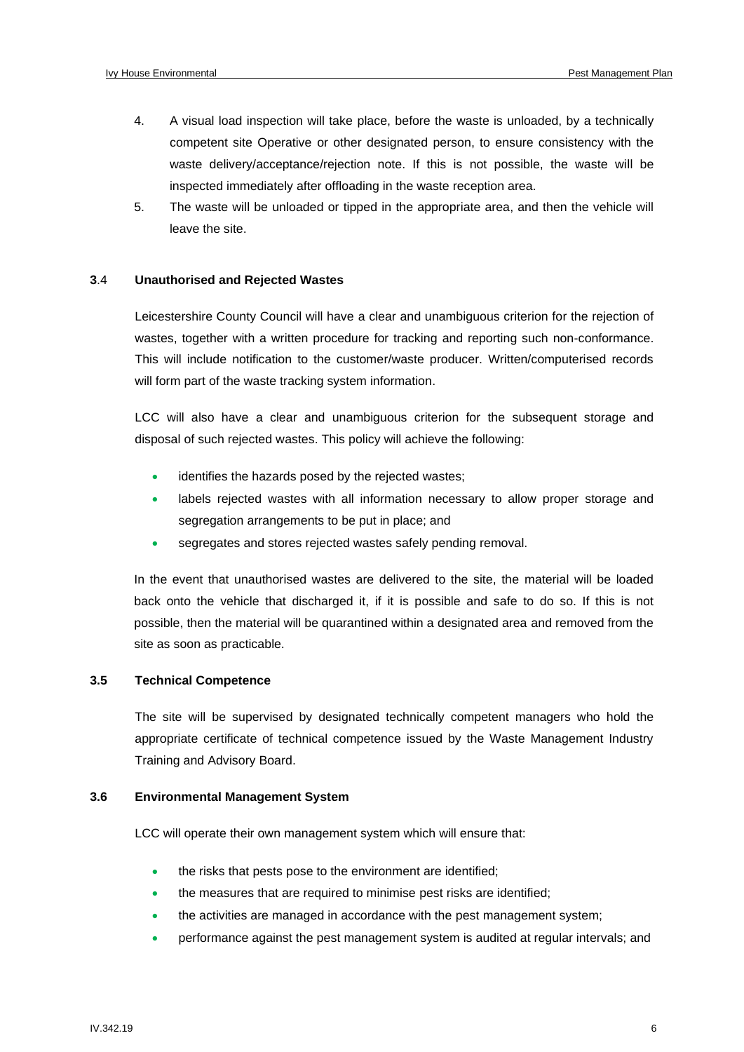4. A visual load inspection will take place, before the waste is unloaded, by a technically competent site Operative or other designated person, to ensure consistency with the waste delivery/acceptance/rejection note. If this is not possible, the waste will be inspected immediately after offloading in the waste reception area.
5. The waste will be unloaded or tipped in the appropriate area, and then the vehicle will leave the site.

### 3.4 Unauthorised and Rejected Wastes

Leicestershire County Council will have a clear and unambiguous criterion for the rejection of wastes, together with a written procedure for tracking and reporting such non-conformance. This will include notification to the customer/waste producer. Written/computerised records will form part of the waste tracking system information.

LCC will also have a clear and unambiguous criterion for the subsequent storage and disposal of such rejected wastes. This policy will achieve the following:

- identifies the hazards posed by the rejected wastes;
- labels rejected wastes with all information necessary to allow proper storage and segregation arrangements to be put in place; and
- segregates and stores rejected wastes safely pending removal.

In the event that unauthorised wastes are delivered to the site, the material will be loaded back onto the vehicle that discharged it, if it is possible and safe to do so. If this is not possible, then the material will be quarantined within a designated area and removed from the site as soon as practicable.

### 3.5 Technical Competence

The site will be supervised by designated technically competent managers who hold the appropriate certificate of technical competence issued by the Waste Management Industry Training and Advisory Board.

### 3.6 Environmental Management System

LCC will operate their own management system which will ensure that:

- the risks that pests pose to the environment are identified;
- the measures that are required to minimise pest risks are identified;
- the activities are managed in accordance with the pest management system;
- performance against the pest management system is audited at regular intervals; and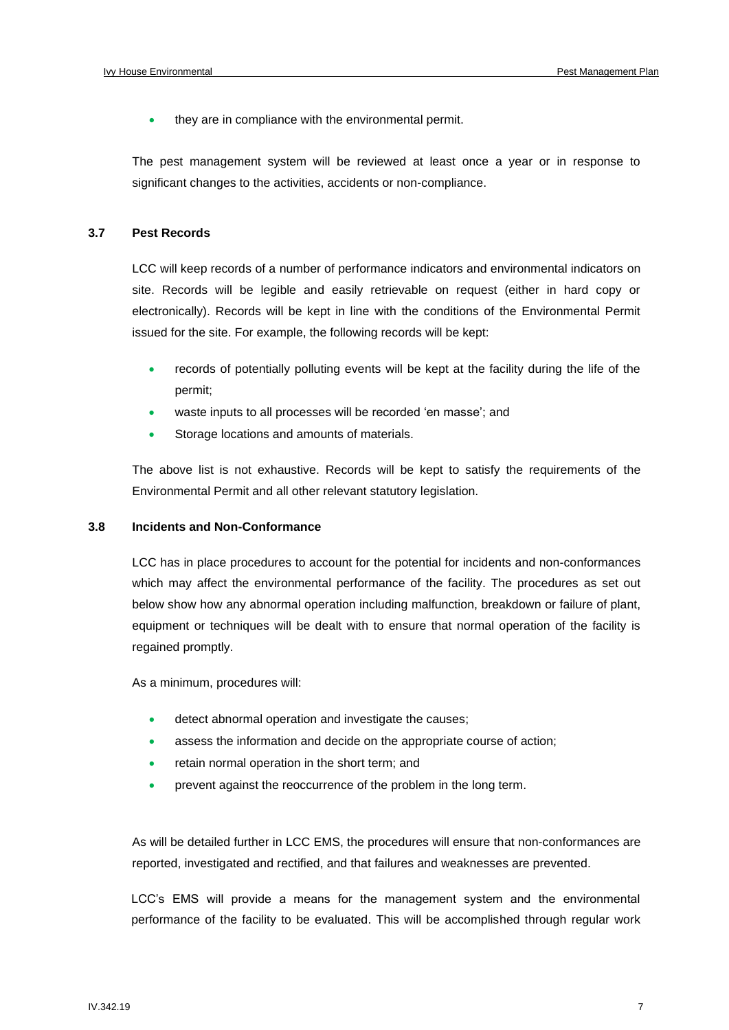- they are in compliance with the environmental permit.

The pest management system will be reviewed at least once a year or in response to significant changes to the activities, accidents or non-compliance.

### 3.7 Pest Records

LCC will keep records of a number of performance indicators and environmental indicators on site. Records will be legible and easily retrievable on request (either in hard copy or electronically). Records will be kept in line with the conditions of the Environmental Permit issued for the site. For example, the following records will be kept:

- records of potentially polluting events will be kept at the facility during the life of the permit;
- waste inputs to all processes will be recorded 'en masse'; and
- Storage locations and amounts of materials.

The above list is not exhaustive. Records will be kept to satisfy the requirements of the Environmental Permit and all other relevant statutory legislation.

### 3.8 Incidents and Non-Conformance

LCC has in place procedures to account for the potential for incidents and non-conformances which may affect the environmental performance of the facility. The procedures as set out below show how any abnormal operation including malfunction, breakdown or failure of plant, equipment or techniques will be dealt with to ensure that normal operation of the facility is regained promptly.

As a minimum, procedures will:

- detect abnormal operation and investigate the causes;
- assess the information and decide on the appropriate course of action;
- retain normal operation in the short term; and
- prevent against the reoccurrence of the problem in the long term.

As will be detailed further in LCC EMS, the procedures will ensure that non-conformances are reported, investigated and rectified, and that failures and weaknesses are prevented.

LCC's EMS will provide a means for the management system and the environmental performance of the facility to be evaluated. This will be accomplished through regular work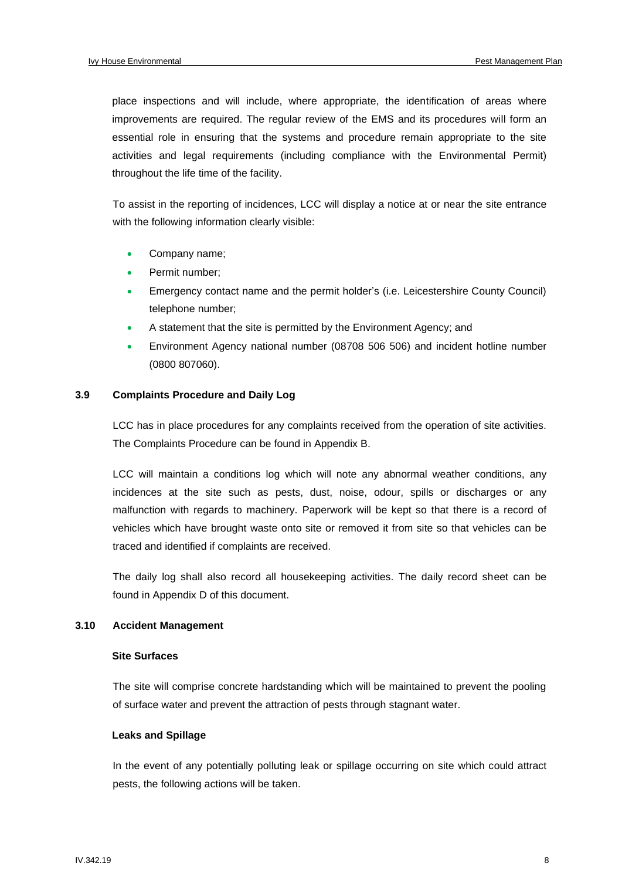place inspections and will include, where appropriate, the identification of areas where improvements are required. The regular review of the EMS and its procedures will form an essential role in ensuring that the systems and procedure remain appropriate to the site activities and legal requirements (including compliance with the Environmental Permit) throughout the life time of the facility.

To assist in the reporting of incidences, LCC will display a notice at or near the site entrance with the following information clearly visible:

- Company name;
- Permit number;
- Emergency contact name and the permit holder's (i.e. Leicestershire County Council) telephone number;
- A statement that the site is permitted by the Environment Agency; and
- Environment Agency national number (08708 506 506) and incident hotline number (0800 807060).

## 3.9 Complaints Procedure and Daily Log

LCC has in place procedures for any complaints received from the operation of site activities. The Complaints Procedure can be found in Appendix B.

LCC will maintain a conditions log which will note any abnormal weather conditions, any incidences at the site such as pests, dust, noise, odour, spills or discharges or any malfunction with regards to machinery. Paperwork will be kept so that there is a record of vehicles which have brought waste onto site or removed it from site so that vehicles can be traced and identified if complaints are received.

The daily log shall also record all housekeeping activities. The daily record sheet can be found in Appendix D of this document.

## 3.10 Accident Management

### Site Surfaces

The site will comprise concrete hardstanding which will be maintained to prevent the pooling of surface water and prevent the attraction of pests through stagnant water.

### Leaks and Spillage

In the event of any potentially polluting leak or spillage occurring on site which could attract pests, the following actions will be taken.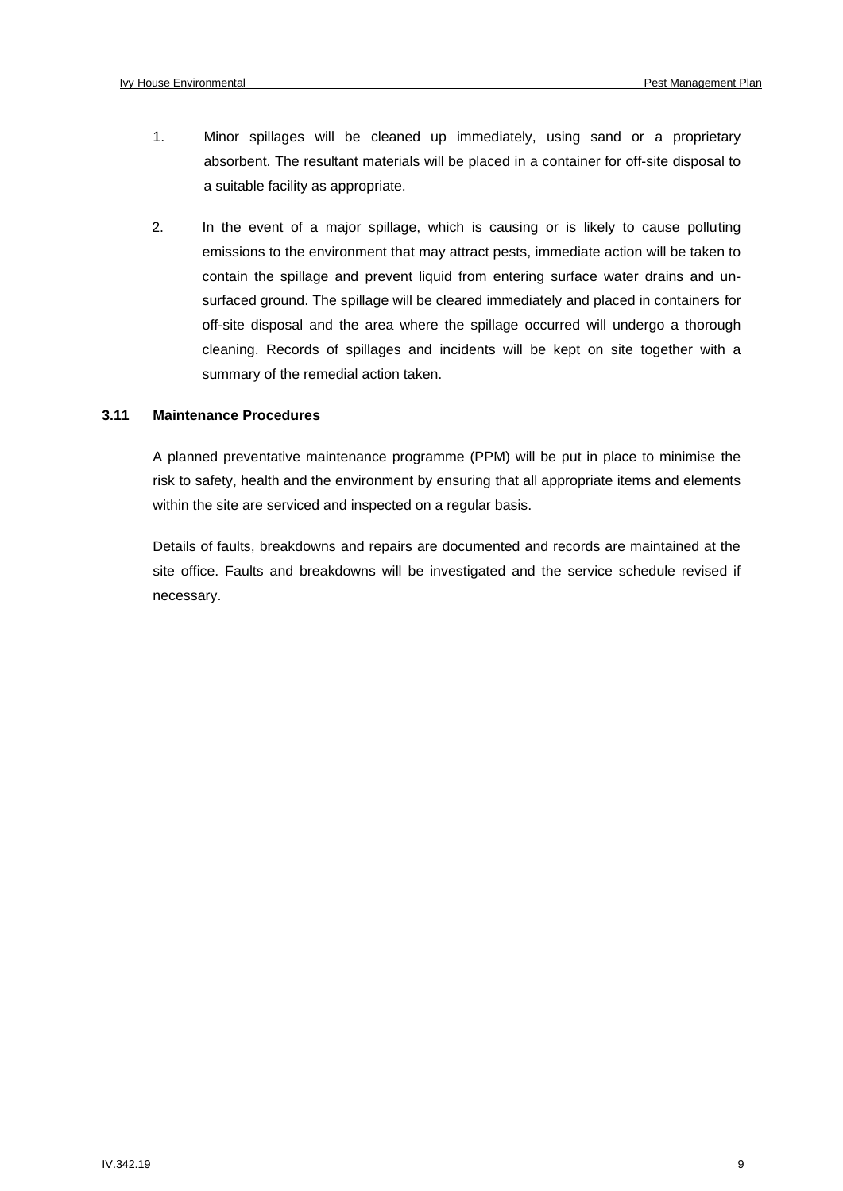1. Minor spillages will be cleaned up immediately, using sand or a proprietary absorbent. The resultant materials will be placed in a container for off-site disposal to a suitable facility as appropriate.

2. In the event of a major spillage, which is causing or is likely to cause polluting emissions to the environment that may attract pests, immediate action will be taken to contain the spillage and prevent liquid from entering surface water drains and un-surfaced ground. The spillage will be cleared immediately and placed in containers for off-site disposal and the area where the spillage occurred will undergo a thorough cleaning. Records of spillages and incidents will be kept on site together with a summary of the remedial action taken.

### 3.11 Maintenance Procedures

A planned preventative maintenance programme (PPM) will be put in place to minimise the risk to safety, health and the environment by ensuring that all appropriate items and elements within the site are serviced and inspected on a regular basis.

Details of faults, breakdowns and repairs are documented and records are maintained at the site office. Faults and breakdowns will be investigated and the service schedule revised if necessary.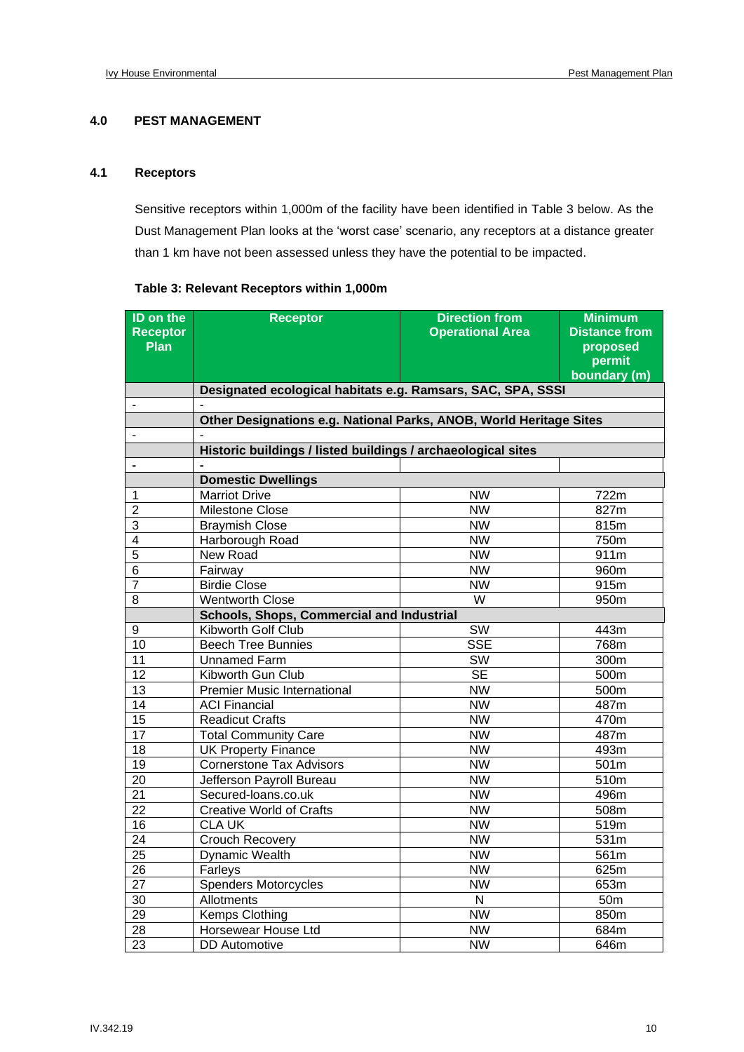## 4.0 PEST MANAGEMENT

### 4.1 Receptors

Sensitive receptors within 1,000m of the facility have been identified in Table 3 below. As the Dust Management Plan looks at the 'worst case' scenario, any receptors at a distance greater than 1 km have not been assessed unless they have the potential to be impacted.

**Table 3: Relevant Receptors within 1,000m**

| ID on the Receptor Plan | Receptor | Direction from Operational Area | Minimum Distance from proposed permit boundary (m) |
|---|---|---|---|
| | **Designated ecological habitats e.g. Ramsars, SAC, SPA, SSSI** | | |
| - | - | | |
| | **Other Designations e.g. National Parks, ANOB, World Heritage Sites** | | |
| - | - | | |
| | **Historic buildings / listed buildings / archaeological sites** | | |
| **-** | **-** | | |
| | **Domestic Dwellings** | | |
| 1 | Marriot Drive | NW | 722m |
| 2 | Milestone Close | NW | 827m |
| 3 | Braymish Close | NW | 815m |
| 4 | Harborough Road | NW | 750m |
| 5 | New Road | NW | 911m |
| 6 | Fairway | NW | 960m |
| 7 | Birdie Close | NW | 915m |
| 8 | Wentworth Close | W | 950m |
| | **Schools, Shops, Commercial and Industrial** | | |
| 9 | Kibworth Golf Club | SW | 443m |
| 10 | Beech Tree Bunnies | SSE | 768m |
| 11 | Unnamed Farm | SW | 300m |
| 12 | Kibworth Gun Club | SE | 500m |
| 13 | Premier Music International | NW | 500m |
| 14 | ACI Financial | NW | 487m |
| 15 | Readicut Crafts | NW | 470m |
| 17 | Total Community Care | NW | 487m |
| 18 | UK Property Finance | NW | 493m |
| 19 | Cornerstone Tax Advisors | NW | 501m |
| 20 | Jefferson Payroll Bureau | NW | 510m |
| 21 | Secured-loans.co.uk | NW | 496m |
| 22 | Creative World of Crafts | NW | 508m |
| 16 | CLA UK | NW | 519m |
| 24 | Crouch Recovery | NW | 531m |
| 25 | Dynamic Wealth | NW | 561m |
| 26 | Farleys | NW | 625m |
| 27 | Spenders Motorcycles | NW | 653m |
| 30 | Allotments | N | 50m |
| 29 | Kemps Clothing | NW | 850m |
| 28 | Horsewear House Ltd | NW | 684m |
| 23 | DD Automotive | NW | 646m |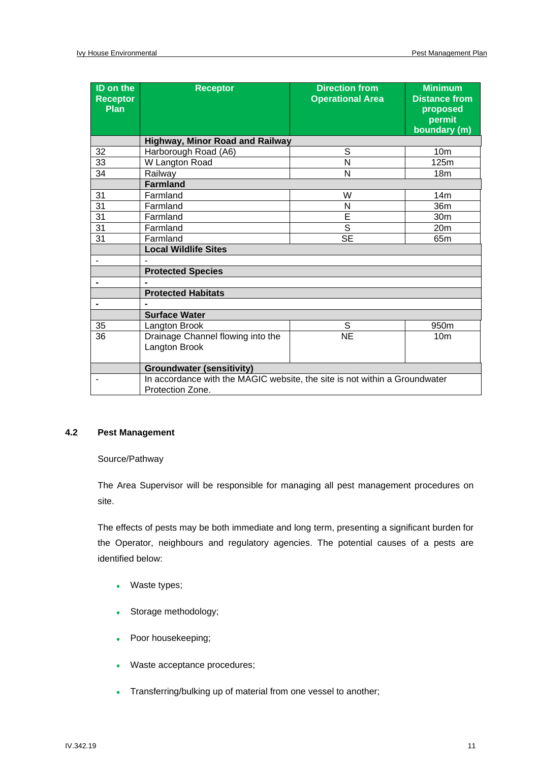| ID on the Receptor Plan | Receptor | Direction from Operational Area | Minimum Distance from proposed permit boundary (m) |
|---|---|---|---|
| | **Highway, Minor Road and Railway** | | |
| 32 | Harborough Road (A6) | S | 10m |
| 33 | W Langton Road | N | 125m |
| 34 | Railway | N | 18m |
| | **Farmland** | | |
| 31 | Farmland | W | 14m |
| 31 | Farmland | N | 36m |
| 31 | Farmland | E | 30m |
| 31 | Farmland | S | 20m |
| 31 | Farmland | SE | 65m |
| | **Local Wildlife Sites** | | |
| - | - | | |
| | **Protected Species** | | |
| - | - | | |
| | **Protected Habitats** | | |
| - | - | | |
| | **Surface Water** | | |
| 35 | Langton Brook | S | 950m |
| 36 | Drainage Channel flowing into the Langton Brook | NE | 10m |
| | **Groundwater (sensitivity)** | | |
| - | In accordance with the MAGIC website, the site is not within a Groundwater Protection Zone. | | |

### 4.2 Pest Management

Source/Pathway

The Area Supervisor will be responsible for managing all pest management procedures on site.

The effects of pests may be both immediate and long term, presenting a significant burden for the Operator, neighbours and regulatory agencies. The potential causes of a pests are identified below:

- Waste types;
- Storage methodology;
- Poor housekeeping;
- Waste acceptance procedures;
- Transferring/bulking up of material from one vessel to another;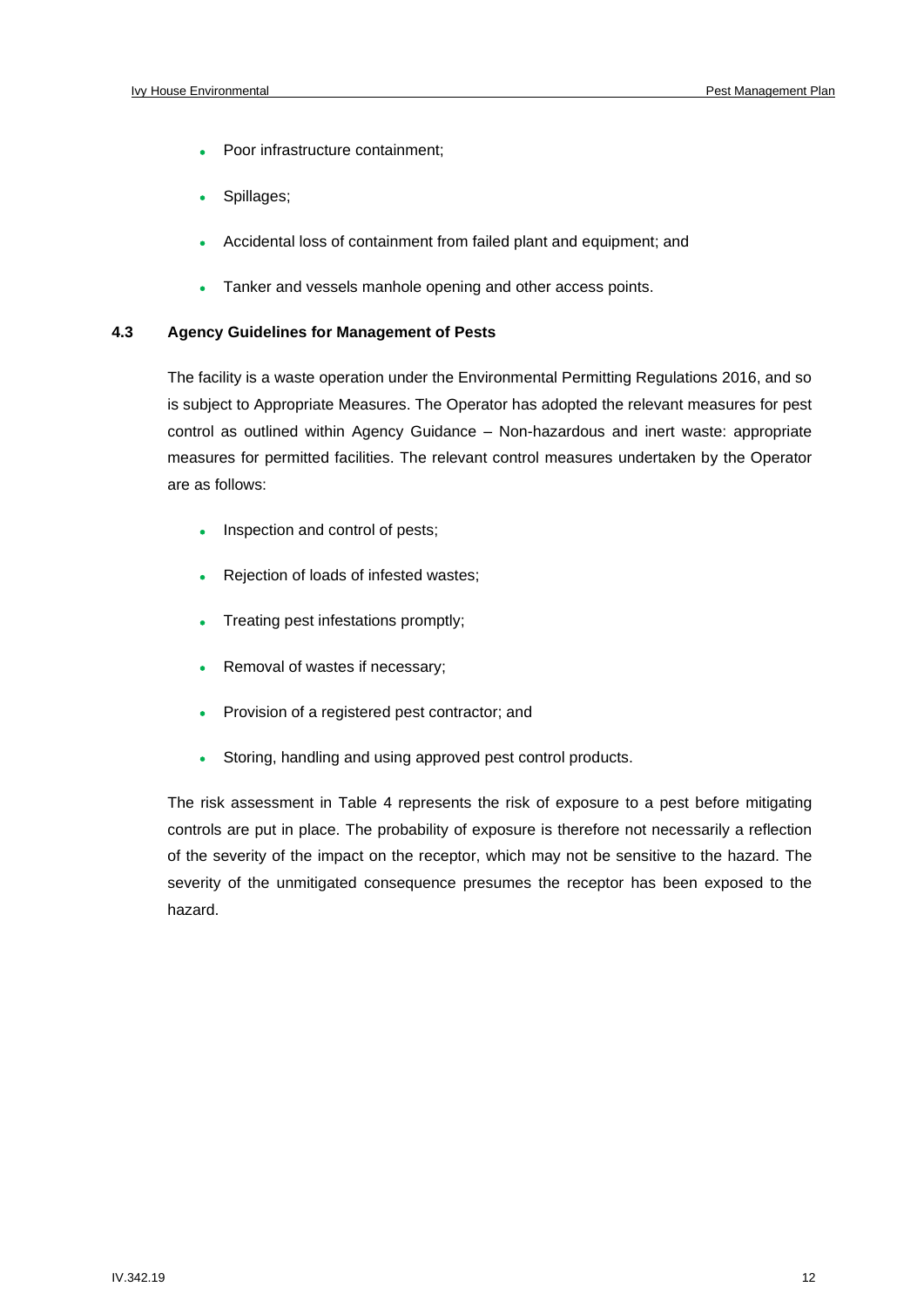- Poor infrastructure containment;
- Spillages;
- Accidental loss of containment from failed plant and equipment; and
- Tanker and vessels manhole opening and other access points.

### 4.3 Agency Guidelines for Management of Pests

The facility is a waste operation under the Environmental Permitting Regulations 2016, and so is subject to Appropriate Measures. The Operator has adopted the relevant measures for pest control as outlined within Agency Guidance – Non-hazardous and inert waste: appropriate measures for permitted facilities. The relevant control measures undertaken by the Operator are as follows:

- Inspection and control of pests;
- Rejection of loads of infested wastes;
- Treating pest infestations promptly;
- Removal of wastes if necessary;
- Provision of a registered pest contractor; and
- Storing, handling and using approved pest control products.

The risk assessment in Table 4 represents the risk of exposure to a pest before mitigating controls are put in place. The probability of exposure is therefore not necessarily a reflection of the severity of the impact on the receptor, which may not be sensitive to the hazard. The severity of the unmitigated consequence presumes the receptor has been exposed to the hazard.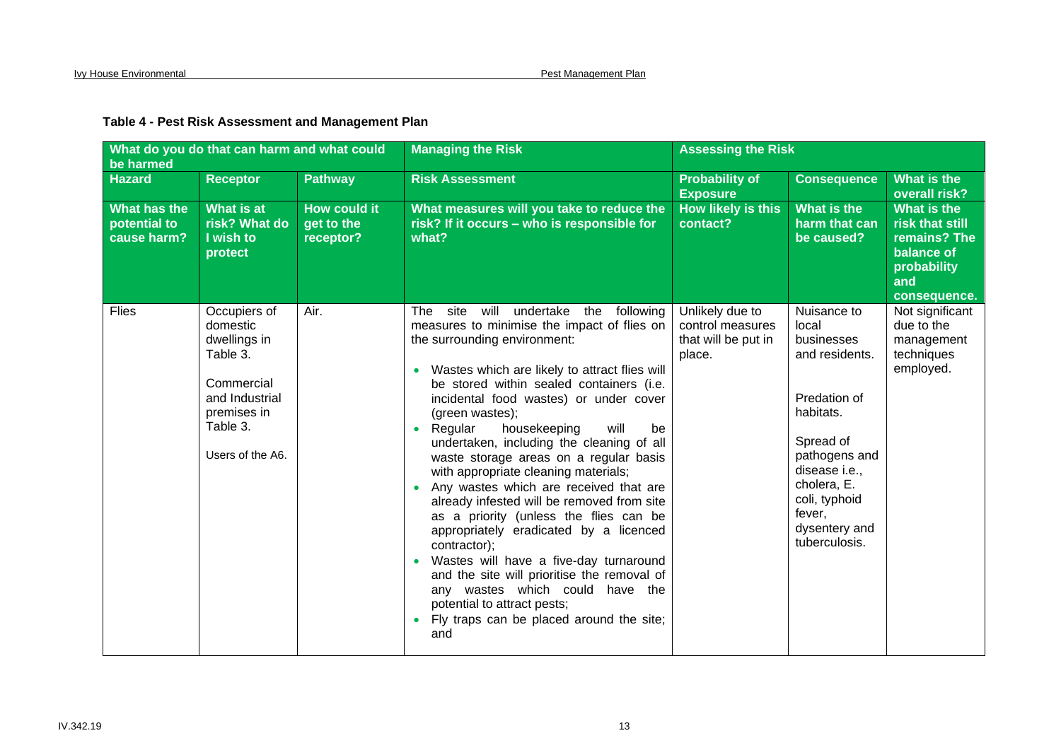**Table 4 - Pest Risk Assessment and Management Plan**

| What do you do that can harm and what could be harmed | | | Managing the Risk | Assessing the Risk | | |
|---|---|---|---|---|---|---|
| **Hazard** | **Receptor** | **Pathway** | **Risk Assessment** | **Probability of Exposure** | **Consequence** | **What is the overall risk?** |
| **What has the potential to cause harm?** | **What is at risk? What do I wish to protect** | **How could it get to the receptor?** | **What measures will you take to reduce the risk? If it occurs – who is responsible for what?** | **How likely is this contact?** | **What is the harm that can be caused?** | **What is the risk that still remains? The balance of probability and consequence.** |
| Flies | Occupiers of domestic dwellings in Table 3.<br><br>Commercial and Industrial premises in Table 3.<br><br>Users of the A6. | Air. | The site will undertake the following measures to minimise the impact of flies on the surrounding environment:<br><br>• Wastes which are likely to attract flies will be stored within sealed containers (i.e. incidental food wastes) or under cover (green wastes);<br>• Regular housekeeping will be undertaken, including the cleaning of all waste storage areas on a regular basis with appropriate cleaning materials;<br>• Any wastes which are received that are already infested will be removed from site as a priority (unless the flies can be appropriately eradicated by a licenced contractor);<br>• Wastes will have a five-day turnaround and the site will prioritise the removal of any wastes which could have the potential to attract pests;<br>• Fly traps can be placed around the site; and | Unlikely due to control measures that will be put in place. | Nuisance to local businesses and residents.<br><br>Predation of habitats.<br><br>Spread of pathogens and disease i.e., cholera, E. coli, typhoid fever, dysentery and tuberculosis. | Not significant due to the management techniques employed. |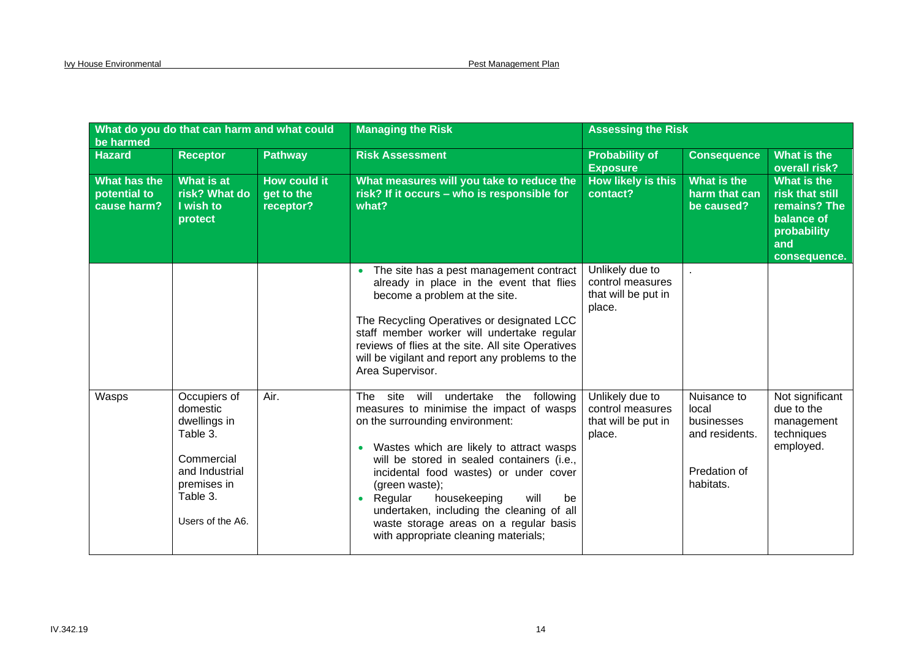| What do you do that can harm and what could be harmed | | | Managing the Risk | Assessing the Risk | | |
|---|---|---|---|---|---|---|
| **Hazard** | **Receptor** | **Pathway** | **Risk Assessment** | **Probability of Exposure** | **Consequence** | **What is the overall risk?** |
| **What has the potential to cause harm?** | **What is at risk? What do I wish to protect** | **How could it get to the receptor?** | **What measures will you take to reduce the risk? If it occurs – who is responsible for what?** | **How likely is this contact?** | **What is the harm that can be caused?** | **What is the risk that still remains? The balance of probability and consequence.** |
| | | | • The site has a pest management contract already in place in the event that flies become a problem at the site.<br><br>The Recycling Operatives or designated LCC staff member worker will undertake regular reviews of flies at the site. All site Operatives will be vigilant and report any problems to the Area Supervisor. | Unlikely due to control measures that will be put in place. | . | |
| Wasps | Occupiers of domestic dwellings in Table 3.<br><br>Commercial and Industrial premises in Table 3.<br><br>Users of the A6. | Air. | The site will undertake the following measures to minimise the impact of wasps on the surrounding environment:<br><br>• Wastes which are likely to attract wasps will be stored in sealed containers (i.e., incidental food wastes) or under cover (green waste);<br>• Regular housekeeping will be undertaken, including the cleaning of all waste storage areas on a regular basis with appropriate cleaning materials; | Unlikely due to control measures that will be put in place. | Nuisance to local businesses and residents.<br><br>Predation of habitats. | Not significant due to the management techniques employed. |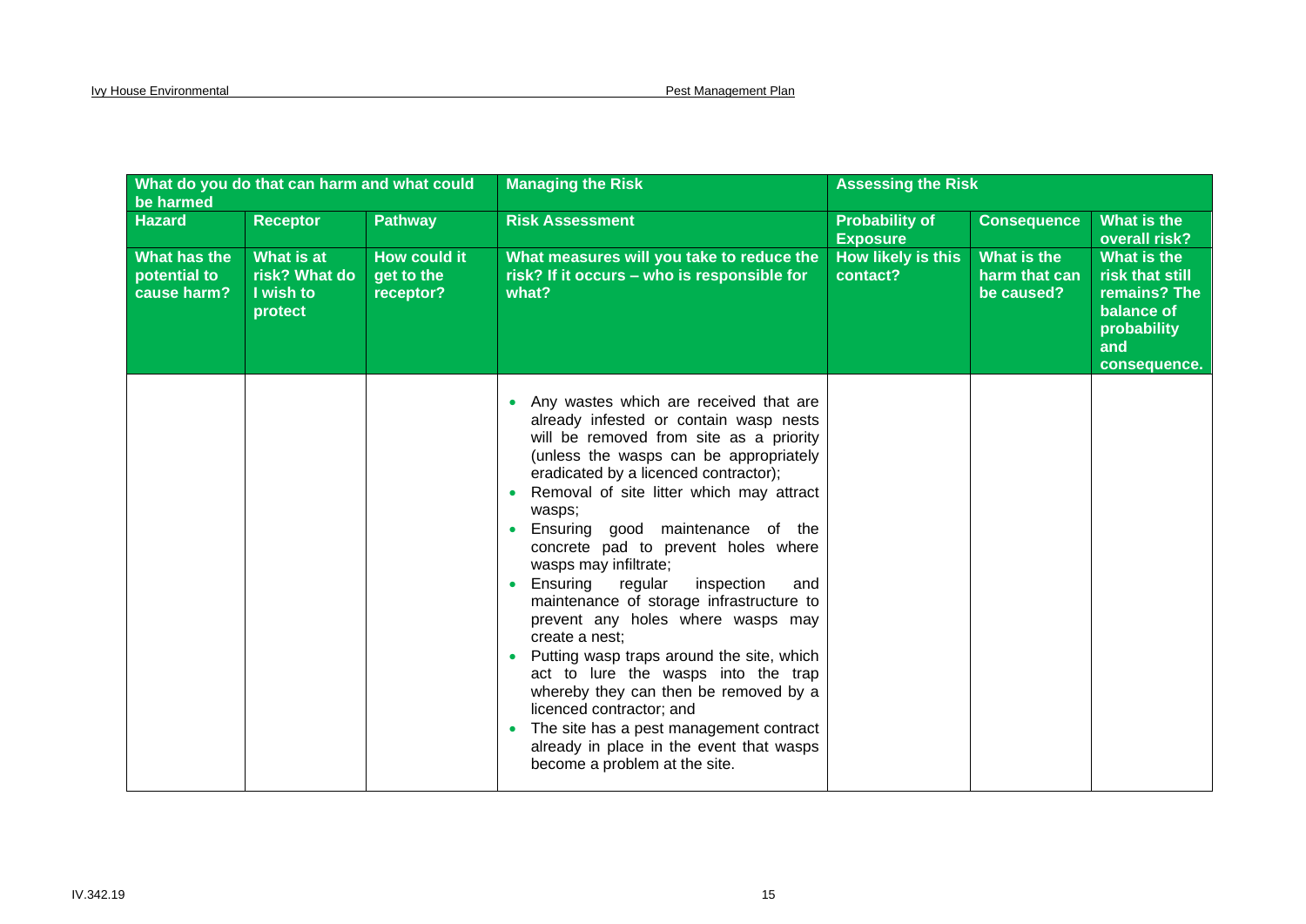| What do you do that can harm and what could be harmed | | | Managing the Risk | Assessing the Risk | | |
|---|---|---|---|---|---|---|
| **Hazard** | **Receptor** | **Pathway** | **Risk Assessment** | **Probability of Exposure** | **Consequence** | **What is the overall risk?** |
| **What has the potential to cause harm?** | **What is at risk? What do I wish to protect** | **How could it get to the receptor?** | **What measures will you take to reduce the risk? If it occurs – who is responsible for what?** | **How likely is this contact?** | **What is the harm that can be caused?** | **What is the risk that still remains? The balance of probability and consequence.** |
| | | | • Any wastes which are received that are already infested or contain wasp nests will be removed from site as a priority (unless the wasps can be appropriately eradicated by a licenced contractor);<br>• Removal of site litter which may attract wasps;<br>• Ensuring good maintenance of the concrete pad to prevent holes where wasps may infiltrate;<br>• Ensuring regular inspection and maintenance of storage infrastructure to prevent any holes where wasps may create a nest;<br>• Putting wasp traps around the site, which act to lure the wasps into the trap whereby they can then be removed by a licenced contractor; and<br>• The site has a pest management contract already in place in the event that wasps become a problem at the site. | | | |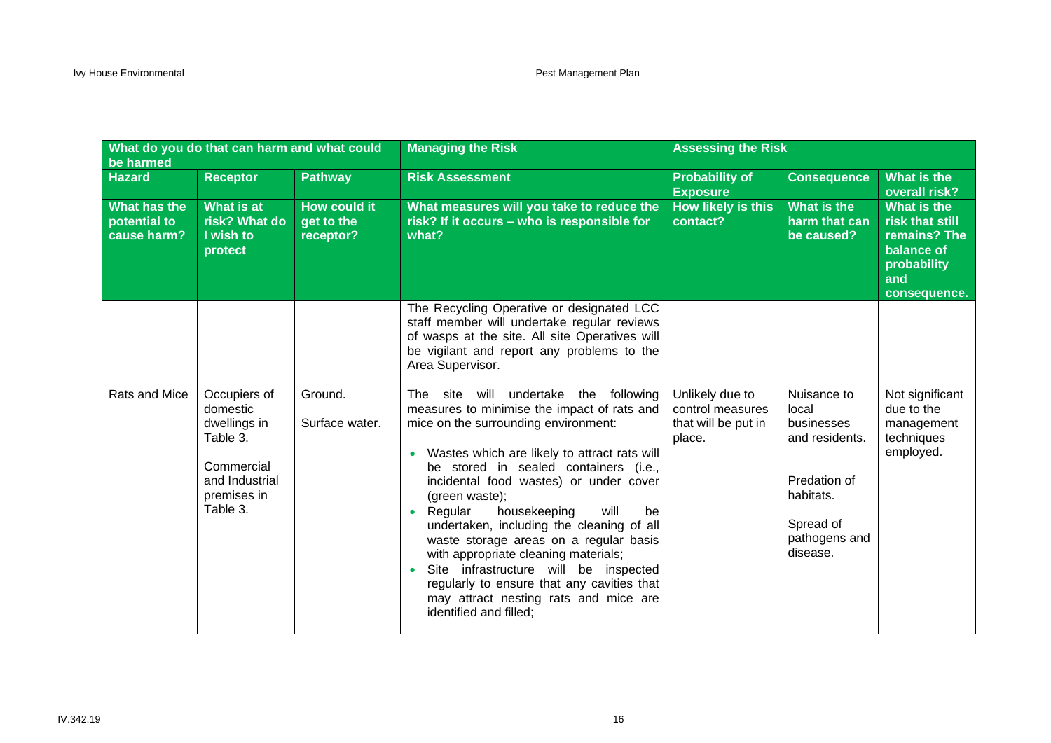| What do you do that can harm and what could be harmed | | | Managing the Risk | Assessing the Risk | | |
|---|---|---|---|---|---|---|
| **Hazard** | **Receptor** | **Pathway** | **Risk Assessment** | **Probability of Exposure** | **Consequence** | **What is the overall risk?** |
| **What has the potential to cause harm?** | **What is at risk? What do I wish to protect** | **How could it get to the receptor?** | **What measures will you take to reduce the risk? If it occurs – who is responsible for what?** | **How likely is this contact?** | **What is the harm that can be caused?** | **What is the risk that still remains? The balance of probability and consequence.** |
| | | | The Recycling Operative or designated LCC staff member will undertake regular reviews of wasps at the site. All site Operatives will be vigilant and report any problems to the Area Supervisor. | | | |
| Rats and Mice | Occupiers of domestic dwellings in Table 3.<br><br>Commercial and Industrial premises in Table 3. | Ground.<br><br>Surface water. | The site will undertake the following measures to minimise the impact of rats and mice on the surrounding environment:<br><br>• Wastes which are likely to attract rats will be stored in sealed containers (i.e., incidental food wastes) or under cover (green waste);<br>• Regular housekeeping will be undertaken, including the cleaning of all waste storage areas on a regular basis with appropriate cleaning materials;<br>• Site infrastructure will be inspected regularly to ensure that any cavities that may attract nesting rats and mice are identified and filled; | Unlikely due to control measures that will be put in place. | Nuisance to local businesses and residents.<br><br>Predation of habitats.<br><br>Spread of pathogens and disease. | Not significant due to the management techniques employed. |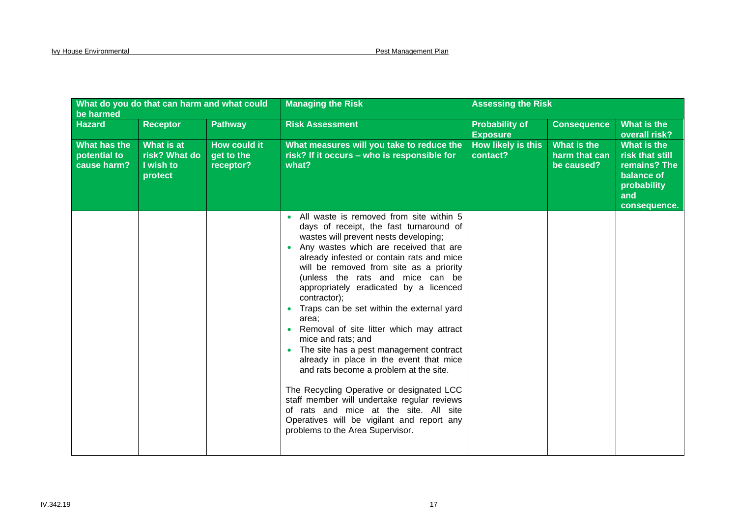| What do you do that can harm and what could be harmed | | | Managing the Risk | Assessing the Risk | | |
|---|---|---|---|---|---|---|
| **Hazard** | **Receptor** | **Pathway** | **Risk Assessment** | **Probability of Exposure** | **Consequence** | **What is the overall risk?** |
| **What has the potential to cause harm?** | **What is at risk? What do I wish to protect** | **How could it get to the receptor?** | **What measures will you take to reduce the risk? If it occurs – who is responsible for what?** | **How likely is this contact?** | **What is the harm that can be caused?** | **What is the risk that still remains? The balance of probability and consequence.** |
| | | | • All waste is removed from site within 5 days of receipt, the fast turnaround of wastes will prevent nests developing;<br>• Any wastes which are received that are already infested or contain rats and mice will be removed from site as a priority (unless the rats and mice can be appropriately eradicated by a licenced contractor);<br>• Traps can be set within the external yard area;<br>• Removal of site litter which may attract mice and rats; and<br>• The site has a pest management contract already in place in the event that mice and rats become a problem at the site.<br><br>The Recycling Operative or designated LCC staff member will undertake regular reviews of rats and mice at the site. All site Operatives will be vigilant and report any problems to the Area Supervisor. | | | |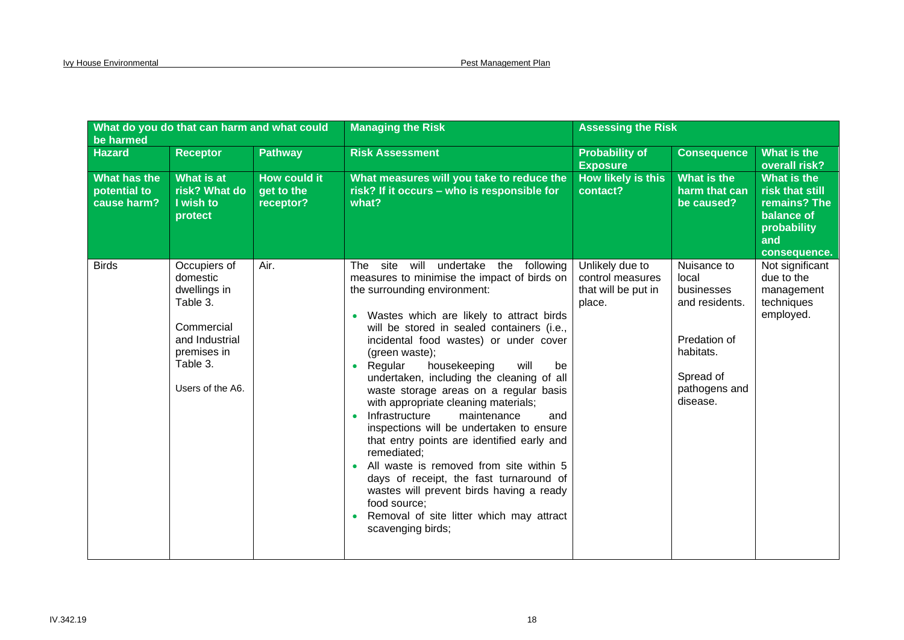| What do you do that can harm and what could be harmed | | | Managing the Risk | Assessing the Risk | | |
|---|---|---|---|---|---|---|
| **Hazard** | **Receptor** | **Pathway** | **Risk Assessment** | **Probability of Exposure** | **Consequence** | **What is the overall risk?** |
| **What has the potential to cause harm?** | **What is at risk? What do I wish to protect** | **How could it get to the receptor?** | **What measures will you take to reduce the risk? If it occurs – who is responsible for what?** | **How likely is this contact?** | **What is the harm that can be caused?** | **What is the risk that still remains? The balance of probability and consequence.** |
| Birds | Occupiers of domestic dwellings in Table 3.<br><br>Commercial and Industrial premises in Table 3.<br><br>Users of the A6. | Air. | The site will undertake the following measures to minimise the impact of birds on the surrounding environment:<br><br>• Wastes which are likely to attract birds will be stored in sealed containers (i.e., incidental food wastes) or under cover (green waste);<br>• Regular housekeeping will be undertaken, including the cleaning of all waste storage areas on a regular basis with appropriate cleaning materials;<br>• Infrastructure maintenance and inspections will be undertaken to ensure that entry points are identified early and remediated;<br>• All waste is removed from site within 5 days of receipt, the fast turnaround of wastes will prevent birds having a ready food source;<br>• Removal of site litter which may attract scavenging birds; | Unlikely due to control measures that will be put in place. | Nuisance to local businesses and residents.<br><br>Predation of habitats.<br><br>Spread of pathogens and disease. | Not significant due to the management techniques employed. |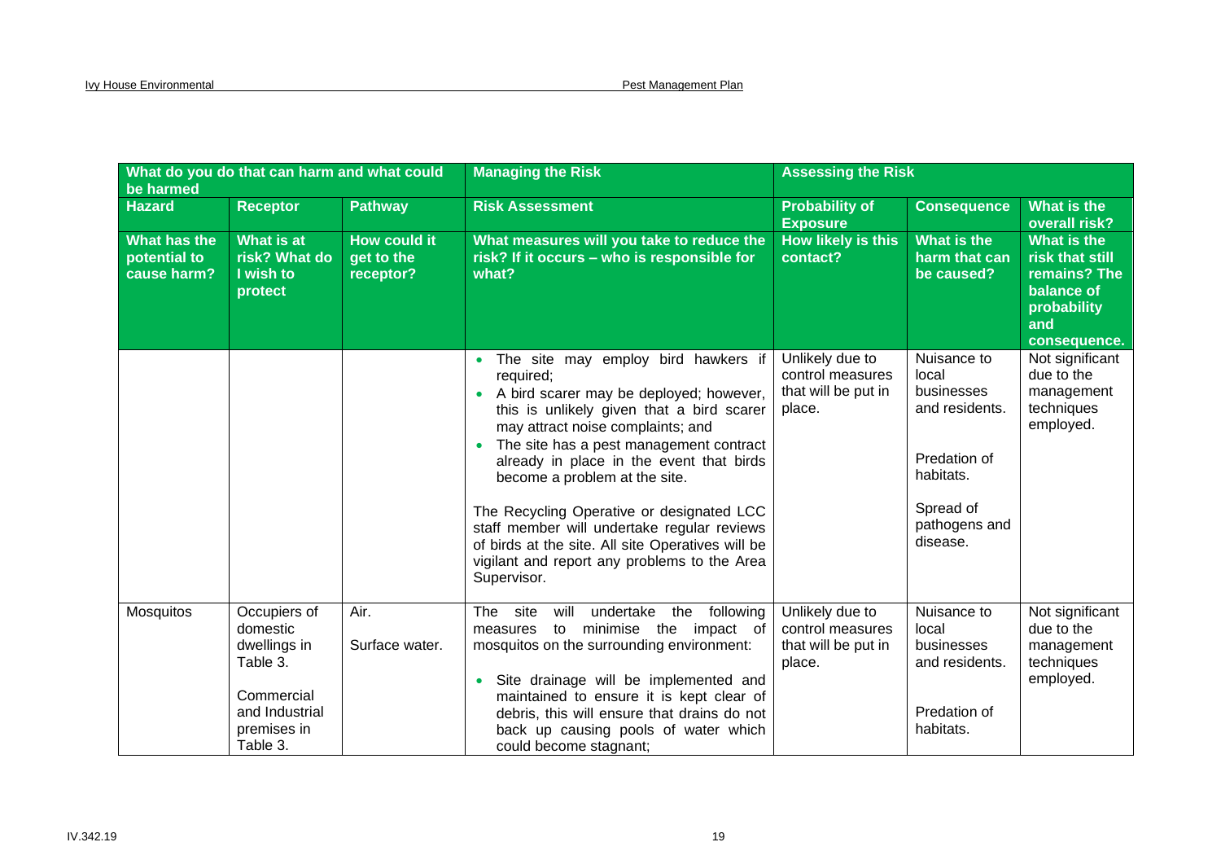| What do you do that can harm and what could be harmed | | | Managing the Risk | Assessing the Risk | | |
|---|---|---|---|---|---|---|
| **Hazard** | **Receptor** | **Pathway** | **Risk Assessment** | **Probability of Exposure** | **Consequence** | **What is the overall risk?** |
| **What has the potential to cause harm?** | **What is at risk? What do I wish to protect** | **How could it get to the receptor?** | **What measures will you take to reduce the risk? If it occurs – who is responsible for what?** | **How likely is this contact?** | **What is the harm that can be caused?** | **What is the risk that still remains? The balance of probability and consequence.** |
| | | | • The site may employ bird hawkers if required;<br>• A bird scarer may be deployed; however, this is unlikely given that a bird scarer may attract noise complaints; and<br>• The site has a pest management contract already in place in the event that birds become a problem at the site.<br><br>The Recycling Operative or designated LCC staff member will undertake regular reviews of birds at the site. All site Operatives will be vigilant and report any problems to the Area Supervisor. | Unlikely due to control measures that will be put in place. | Nuisance to local businesses and residents.<br><br>Predation of habitats.<br><br>Spread of pathogens and disease. | Not significant due to the management techniques employed. |
| Mosquitos | Occupiers of domestic dwellings in Table 3.<br><br>Commercial and Industrial premises in Table 3. | Air.<br><br>Surface water. | The site will undertake the following measures to minimise the impact of mosquitos on the surrounding environment:<br><br>• Site drainage will be implemented and maintained to ensure it is kept clear of debris, this will ensure that drains do not back up causing pools of water which could become stagnant; | Unlikely due to control measures that will be put in place. | Nuisance to local businesses and residents.<br><br>Predation of habitats. | Not significant due to the management techniques employed. |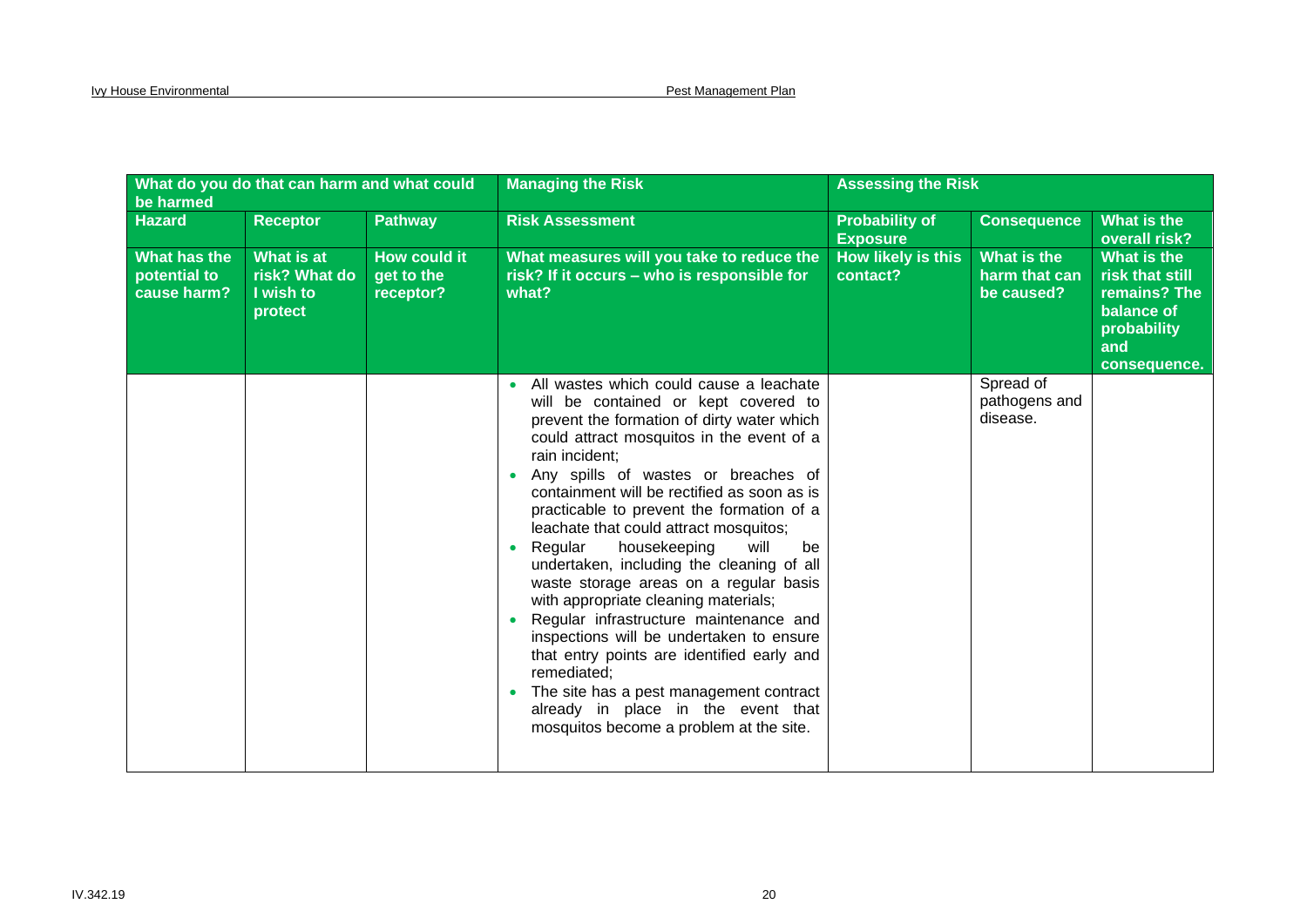| What do you do that can harm and what could be harmed | | | Managing the Risk | Assessing the Risk | | |
|---|---|---|---|---|---|---|
| **Hazard** | **Receptor** | **Pathway** | **Risk Assessment** | **Probability of Exposure** | **Consequence** | **What is the overall risk?** |
| **What has the potential to cause harm?** | **What is at risk? What do I wish to protect** | **How could it get to the receptor?** | **What measures will you take to reduce the risk? If it occurs – who is responsible for what?** | **How likely is this contact?** | **What is the harm that can be caused?** | **What is the risk that still remains? The balance of probability and consequence.** |
| | | | <ul><li>All wastes which could cause a leachate will be contained or kept covered to prevent the formation of dirty water which could attract mosquitos in the event of a rain incident;</li><li>Any spills of wastes or breaches of containment will be rectified as soon as is practicable to prevent the formation of a leachate that could attract mosquitos;</li><li>Regular housekeeping will be undertaken, including the cleaning of all waste storage areas on a regular basis with appropriate cleaning materials;</li><li>Regular infrastructure maintenance and inspections will be undertaken to ensure that entry points are identified early and remediated;</li><li>The site has a pest management contract already in place in the event that mosquitos become a problem at the site.</li></ul> | | Spread of pathogens and disease. | |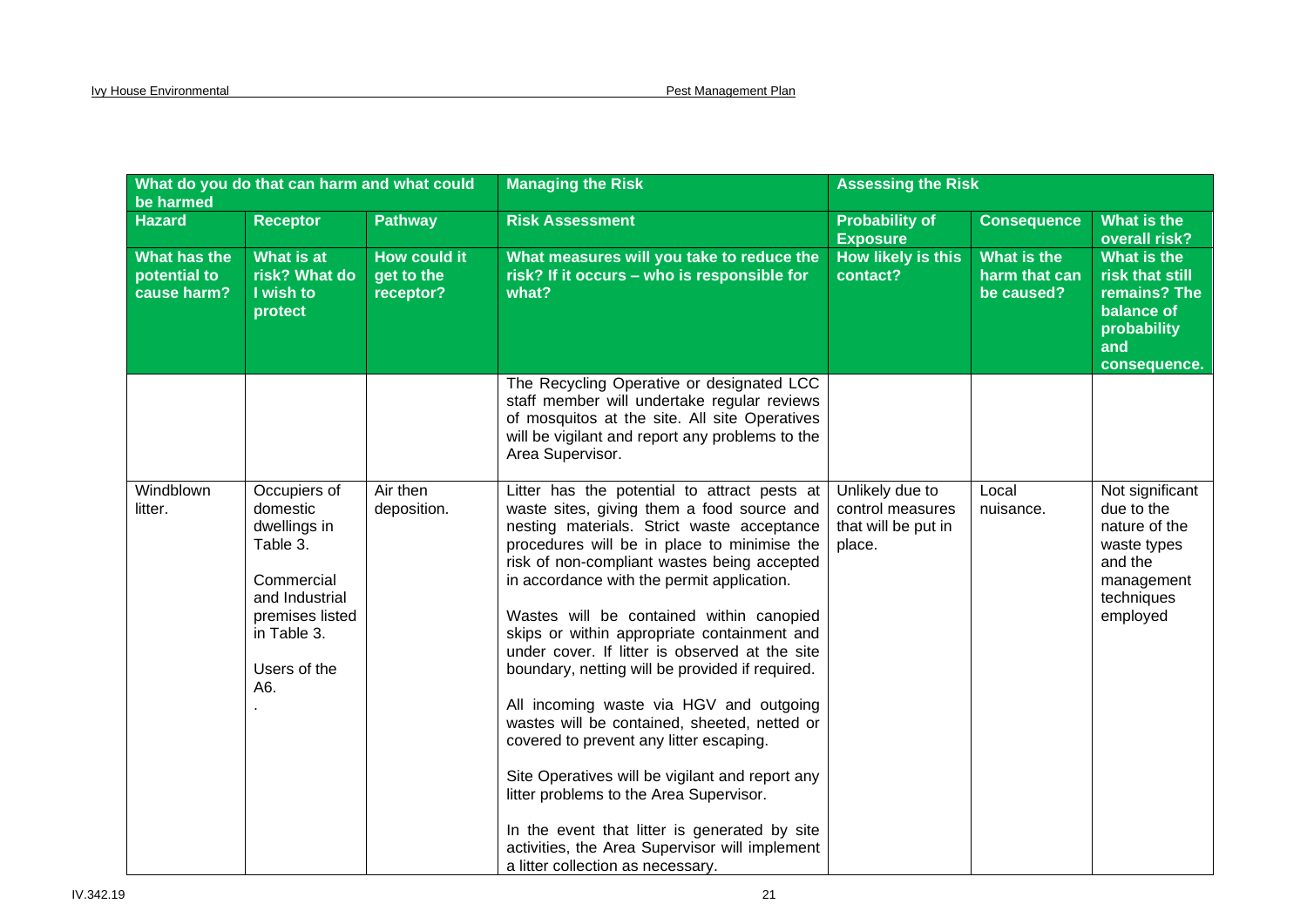| What do you do that can harm and what could be harmed | | | Managing the Risk | Assessing the Risk | | |
|---|---|---|---|---|---|---|
| **Hazard** | **Receptor** | **Pathway** | **Risk Assessment** | **Probability of Exposure** | **Consequence** | **What is the overall risk?** |
| **What has the potential to cause harm?** | **What is at risk? What do I wish to protect** | **How could it get to the receptor?** | **What measures will you take to reduce the risk? If it occurs – who is responsible for what?** | **How likely is this contact?** | **What is the harm that can be caused?** | **What is the risk that still remains? The balance of probability and consequence.** |
| | | | The Recycling Operative or designated LCC staff member will undertake regular reviews of mosquitos at the site. All site Operatives will be vigilant and report any problems to the Area Supervisor. | | | |
| Windblown litter. | Occupiers of domestic dwellings in Table 3.<br><br>Commercial and Industrial premises listed in Table 3.<br><br>Users of the A6.<br>. | Air then deposition. | Litter has the potential to attract pests at waste sites, giving them a food source and nesting materials. Strict waste acceptance procedures will be in place to minimise the risk of non-compliant wastes being accepted in accordance with the permit application.<br><br>Wastes will be contained within canopied skips or within appropriate containment and under cover. If litter is observed at the site boundary, netting will be provided if required.<br><br>All incoming waste via HGV and outgoing wastes will be contained, sheeted, netted or covered to prevent any litter escaping.<br><br>Site Operatives will be vigilant and report any litter problems to the Area Supervisor.<br><br>In the event that litter is generated by site activities, the Area Supervisor will implement a litter collection as necessary. | Unlikely due to control measures that will be put in place. | Local nuisance. | Not significant due to the nature of the waste types and the management techniques employed |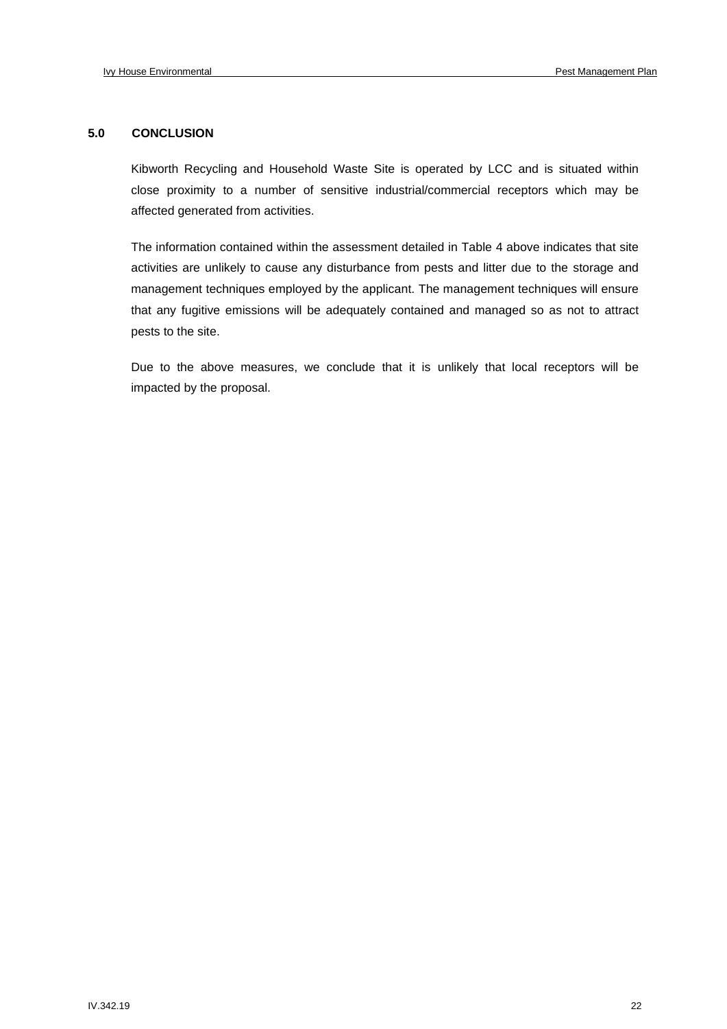## 5.0 CONCLUSION

Kibworth Recycling and Household Waste Site is operated by LCC and is situated within close proximity to a number of sensitive industrial/commercial receptors which may be affected generated from activities.

The information contained within the assessment detailed in Table 4 above indicates that site activities are unlikely to cause any disturbance from pests and litter due to the storage and management techniques employed by the applicant. The management techniques will ensure that any fugitive emissions will be adequately contained and managed so as not to attract pests to the site.

Due to the above measures, we conclude that it is unlikely that local receptors will be impacted by the proposal.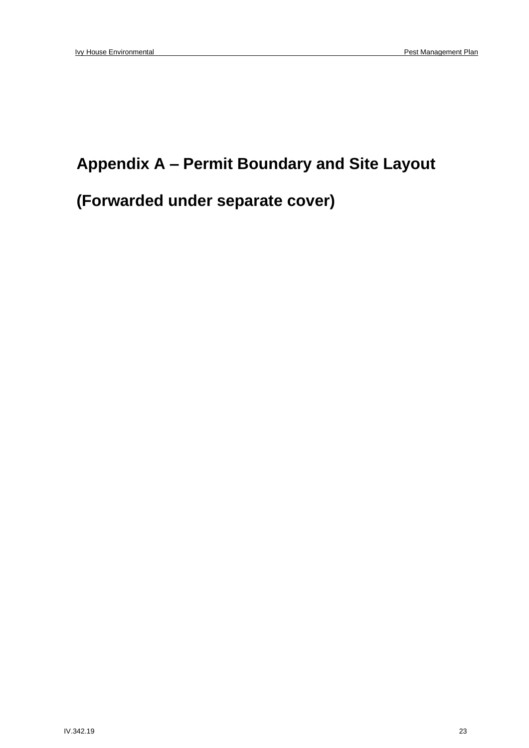# Appendix A – Permit Boundary and Site Layout

# (Forwarded under separate cover)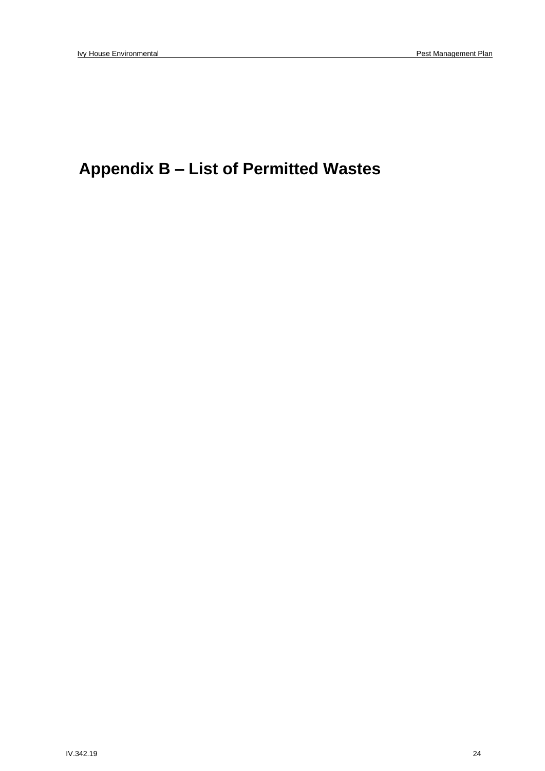# Appendix B – List of Permitted Wastes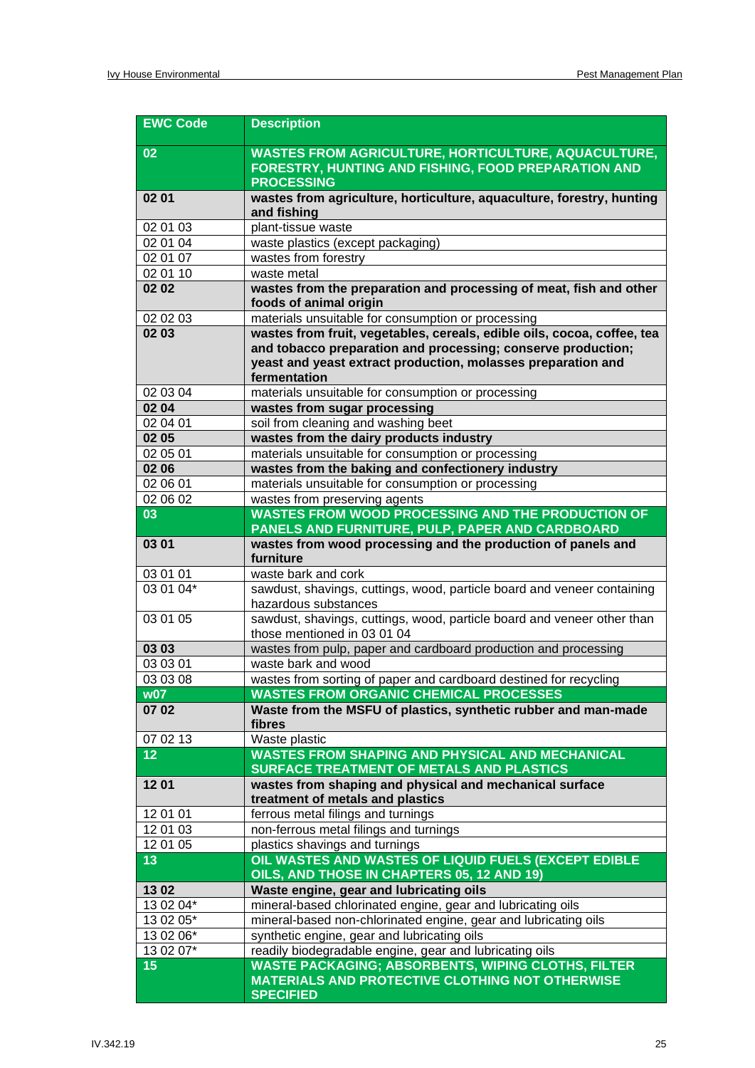| EWC Code | Description |
|---|---|
| **02** | **WASTES FROM AGRICULTURE, HORTICULTURE, AQUACULTURE, FORESTRY, HUNTING AND FISHING, FOOD PREPARATION AND PROCESSING** |
| **02 01** | **wastes from agriculture, horticulture, aquaculture, forestry, hunting and fishing** |
| 02 01 03 | plant-tissue waste |
| 02 01 04 | waste plastics (except packaging) |
| 02 01 07 | wastes from forestry |
| 02 01 10 | waste metal |
| **02 02** | **wastes from the preparation and processing of meat, fish and other foods of animal origin** |
| 02 02 03 | materials unsuitable for consumption or processing |
| **02 03** | **wastes from fruit, vegetables, cereals, edible oils, cocoa, coffee, tea and tobacco preparation and processing; conserve production; yeast and yeast extract production, molasses preparation and fermentation** |
| 02 03 04 | materials unsuitable for consumption or processing |
| **02 04** | **wastes from sugar processing** |
| 02 04 01 | soil from cleaning and washing beet |
| **02 05** | **wastes from the dairy products industry** |
| 02 05 01 | materials unsuitable for consumption or processing |
| **02 06** | **wastes from the baking and confectionery industry** |
| 02 06 01 | materials unsuitable for consumption or processing |
| 02 06 02 | wastes from preserving agents |
| **03** | **WASTES FROM WOOD PROCESSING AND THE PRODUCTION OF PANELS AND FURNITURE, PULP, PAPER AND CARDBOARD** |
| **03 01** | **wastes from wood processing and the production of panels and furniture** |
| 03 01 01 | waste bark and cork |
| 03 01 04* | sawdust, shavings, cuttings, wood, particle board and veneer containing hazardous substances |
| 03 01 05 | sawdust, shavings, cuttings, wood, particle board and veneer other than those mentioned in 03 01 04 |
| **03 03** | wastes from pulp, paper and cardboard production and processing |
| 03 03 01 | waste bark and wood |
| 03 03 08 | wastes from sorting of paper and cardboard destined for recycling |
| **w07** | **WASTES FROM ORGANIC CHEMICAL PROCESSES** |
| **07 02** | **Waste from the MSFU of plastics, synthetic rubber and man-made fibres** |
| 07 02 13 | Waste plastic |
| **12** | **WASTES FROM SHAPING AND PHYSICAL AND MECHANICAL SURFACE TREATMENT OF METALS AND PLASTICS** |
| **12 01** | **wastes from shaping and physical and mechanical surface treatment of metals and plastics** |
| 12 01 01 | ferrous metal filings and turnings |
| 12 01 03 | non-ferrous metal filings and turnings |
| 12 01 05 | plastics shavings and turnings |
| **13** | **OIL WASTES AND WASTES OF LIQUID FUELS (EXCEPT EDIBLE OILS, AND THOSE IN CHAPTERS 05, 12 AND 19)** |
| **13 02** | **Waste engine, gear and lubricating oils** |
| 13 02 04* | mineral-based chlorinated engine, gear and lubricating oils |
| 13 02 05* | mineral-based non-chlorinated engine, gear and lubricating oils |
| 13 02 06* | synthetic engine, gear and lubricating oils |
| 13 02 07* | readily biodegradable engine, gear and lubricating oils |
| **15** | **WASTE PACKAGING; ABSORBENTS, WIPING CLOTHS, FILTER MATERIALS AND PROTECTIVE CLOTHING NOT OTHERWISE SPECIFIED** |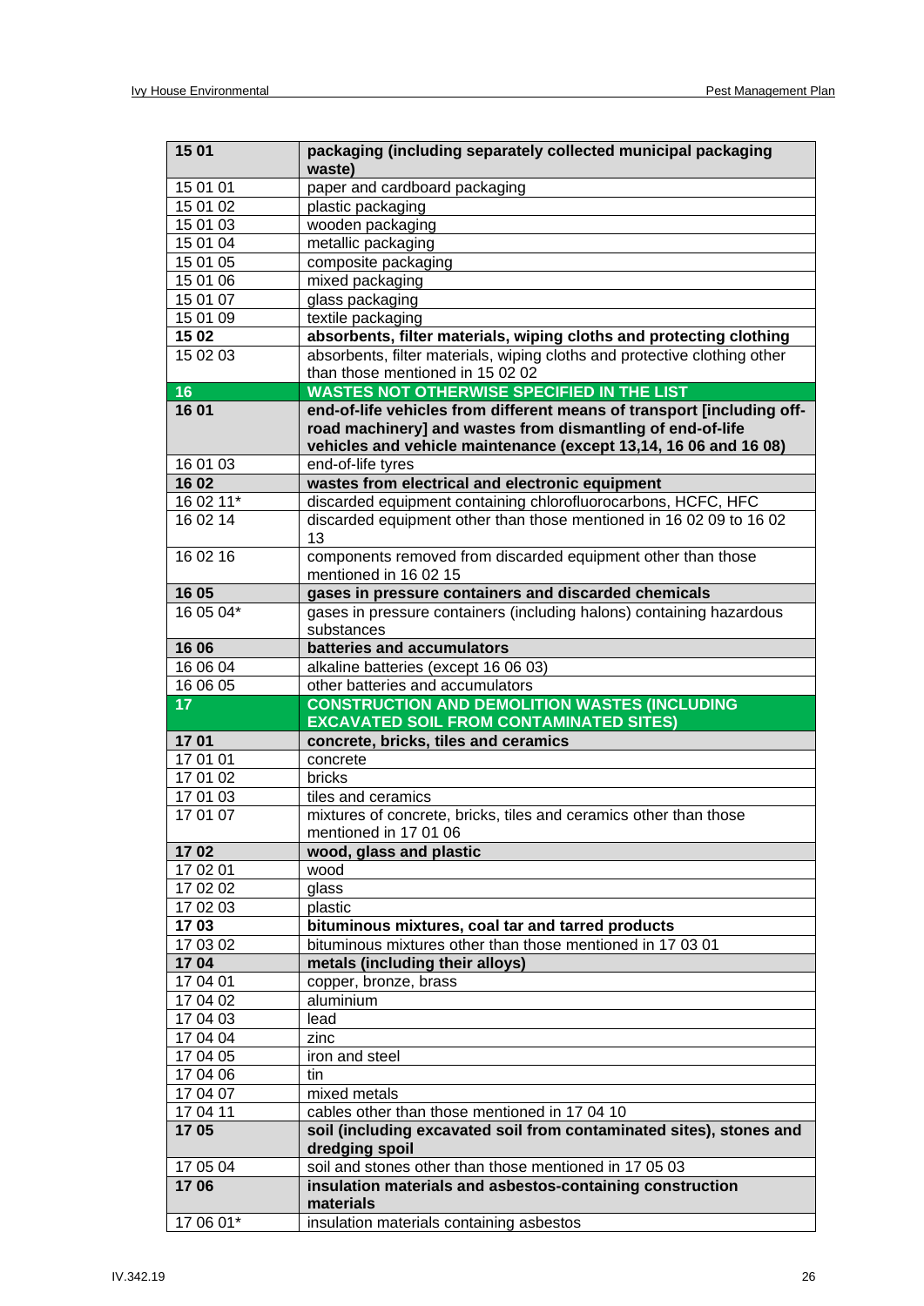| 15 01 | **packaging (including separately collected municipal packaging waste)** |
|---|---|
| 15 01 01 | paper and cardboard packaging |
| 15 01 02 | plastic packaging |
| 15 01 03 | wooden packaging |
| 15 01 04 | metallic packaging |
| 15 01 05 | composite packaging |
| 15 01 06 | mixed packaging |
| 15 01 07 | glass packaging |
| 15 01 09 | textile packaging |
| **15 02** | **absorbents, filter materials, wiping cloths and protecting clothing** |
| 15 02 03 | absorbents, filter materials, wiping cloths and protective clothing other than those mentioned in 15 02 02 |
| **16** | **WASTES NOT OTHERWISE SPECIFIED IN THE LIST** |
| **16 01** | **end-of-life vehicles from different means of transport [including off-road machinery] and wastes from dismantling of end-of-life vehicles and vehicle maintenance (except 13,14, 16 06 and 16 08)** |
| 16 01 03 | end-of-life tyres |
| **16 02** | **wastes from electrical and electronic equipment** |
| 16 02 11* | discarded equipment containing chlorofluorocarbons, HCFC, HFC |
| 16 02 14 | discarded equipment other than those mentioned in 16 02 09 to 16 02 13 |
| 16 02 16 | components removed from discarded equipment other than those mentioned in 16 02 15 |
| **16 05** | **gases in pressure containers and discarded chemicals** |
| 16 05 04* | gases in pressure containers (including halons) containing hazardous substances |
| **16 06** | **batteries and accumulators** |
| 16 06 04 | alkaline batteries (except 16 06 03) |
| 16 06 05 | other batteries and accumulators |
| **17** | **CONSTRUCTION AND DEMOLITION WASTES (INCLUDING EXCAVATED SOIL FROM CONTAMINATED SITES)** |
| **17 01** | **concrete, bricks, tiles and ceramics** |
| 17 01 01 | concrete |
| 17 01 02 | bricks |
| 17 01 03 | tiles and ceramics |
| 17 01 07 | mixtures of concrete, bricks, tiles and ceramics other than those mentioned in 17 01 06 |
| **17 02** | **wood, glass and plastic** |
| 17 02 01 | wood |
| 17 02 02 | glass |
| 17 02 03 | plastic |
| **17 03** | **bituminous mixtures, coal tar and tarred products** |
| 17 03 02 | bituminous mixtures other than those mentioned in 17 03 01 |
| **17 04** | **metals (including their alloys)** |
| 17 04 01 | copper, bronze, brass |
| 17 04 02 | aluminium |
| 17 04 03 | lead |
| 17 04 04 | zinc |
| 17 04 05 | iron and steel |
| 17 04 06 | tin |
| 17 04 07 | mixed metals |
| 17 04 11 | cables other than those mentioned in 17 04 10 |
| **17 05** | **soil (including excavated soil from contaminated sites), stones and dredging spoil** |
| 17 05 04 | soil and stones other than those mentioned in 17 05 03 |
| **17 06** | **insulation materials and asbestos-containing construction materials** |
| 17 06 01* | insulation materials containing asbestos |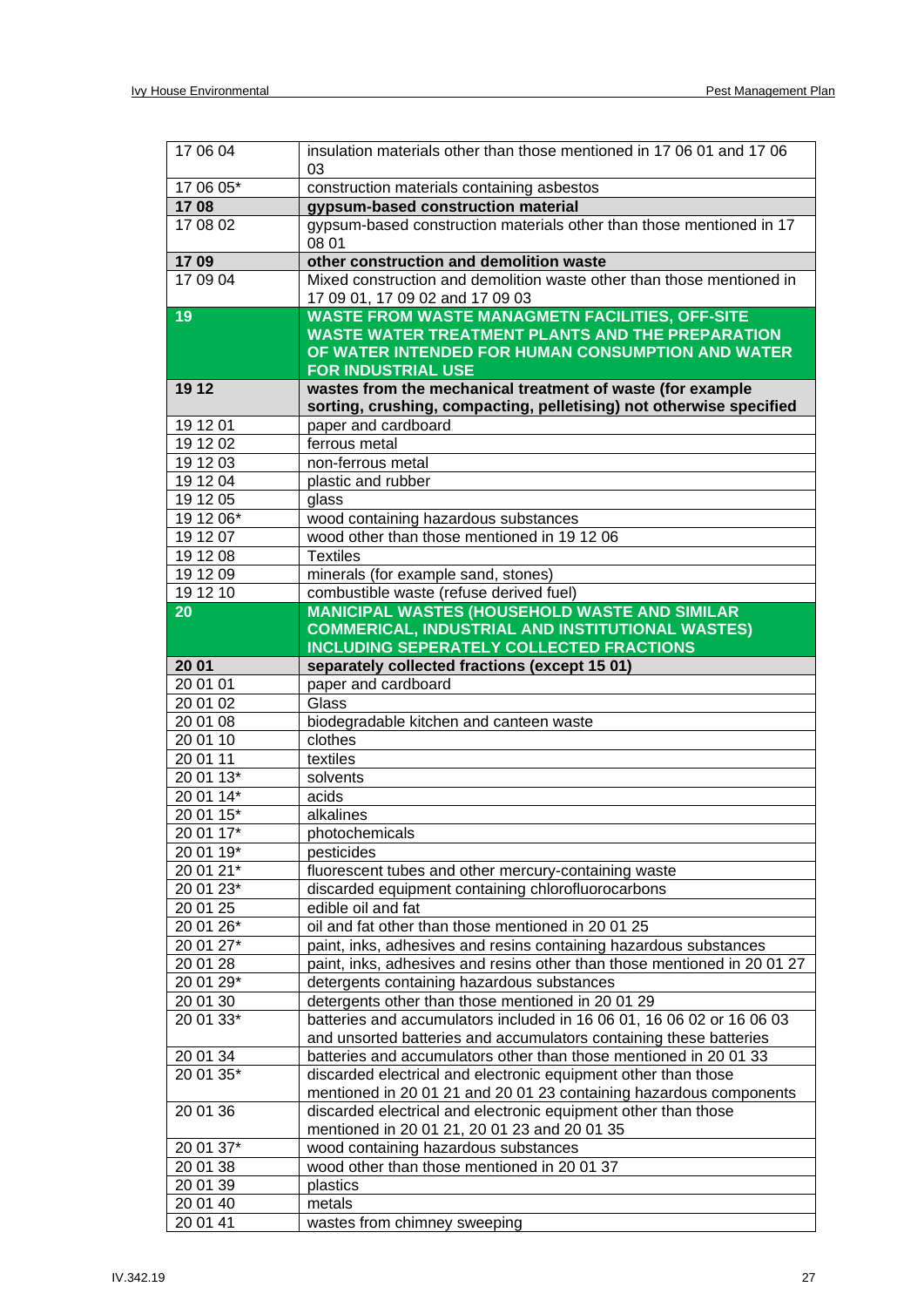| | |
|---|---|
| 17 06 04 | insulation materials other than those mentioned in 17 06 01 and 17 06 03 |
| 17 06 05* | construction materials containing asbestos |
| **17 08** | **gypsum-based construction material** |
| 17 08 02 | gypsum-based construction materials other than those mentioned in 17 08 01 |
| **17 09** | **other construction and demolition waste** |
| 17 09 04 | Mixed construction and demolition waste other than those mentioned in 17 09 01, 17 09 02 and 17 09 03 |
| **19** | **WASTE FROM WASTE MANAGMETN FACILITIES, OFF-SITE WASTE WATER TREATMENT PLANTS AND THE PREPARATION OF WATER INTENDED FOR HUMAN CONSUMPTION AND WATER FOR INDUSTRIAL USE** |
| **19 12** | **wastes from the mechanical treatment of waste (for example sorting, crushing, compacting, pelletising) not otherwise specified** |
| 19 12 01 | paper and cardboard |
| 19 12 02 | ferrous metal |
| 19 12 03 | non-ferrous metal |
| 19 12 04 | plastic and rubber |
| 19 12 05 | glass |
| 19 12 06* | wood containing hazardous substances |
| 19 12 07 | wood other than those mentioned in 19 12 06 |
| 19 12 08 | Textiles |
| 19 12 09 | minerals (for example sand, stones) |
| 19 12 10 | combustible waste (refuse derived fuel) |
| **20** | **MANICIPAL WASTES (HOUSEHOLD WASTE AND SIMILAR COMMERICAL, INDUSTRIAL AND INSTITUTIONAL WASTES) INCLUDING SEPERATELY COLLECTED FRACTIONS** |
| **20 01** | **separately collected fractions (except 15 01)** |
| 20 01 01 | paper and cardboard |
| 20 01 02 | Glass |
| 20 01 08 | biodegradable kitchen and canteen waste |
| 20 01 10 | clothes |
| 20 01 11 | textiles |
| 20 01 13* | solvents |
| 20 01 14* | acids |
| 20 01 15* | alkalines |
| 20 01 17* | photochemicals |
| 20 01 19* | pesticides |
| 20 01 21* | fluorescent tubes and other mercury-containing waste |
| 20 01 23* | discarded equipment containing chlorofluorocarbons |
| 20 01 25 | edible oil and fat |
| 20 01 26* | oil and fat other than those mentioned in 20 01 25 |
| 20 01 27* | paint, inks, adhesives and resins containing hazardous substances |
| 20 01 28 | paint, inks, adhesives and resins other than those mentioned in 20 01 27 |
| 20 01 29* | detergents containing hazardous substances |
| 20 01 30 | detergents other than those mentioned in 20 01 29 |
| 20 01 33* | batteries and accumulators included in 16 06 01, 16 06 02 or 16 06 03 and unsorted batteries and accumulators containing these batteries |
| 20 01 34 | batteries and accumulators other than those mentioned in 20 01 33 |
| 20 01 35* | discarded electrical and electronic equipment other than those mentioned in 20 01 21 and 20 01 23 containing hazardous components |
| 20 01 36 | discarded electrical and electronic equipment other than those mentioned in 20 01 21, 20 01 23 and 20 01 35 |
| 20 01 37* | wood containing hazardous substances |
| 20 01 38 | wood other than those mentioned in 20 01 37 |
| 20 01 39 | plastics |
| 20 01 40 | metals |
| 20 01 41 | wastes from chimney sweeping |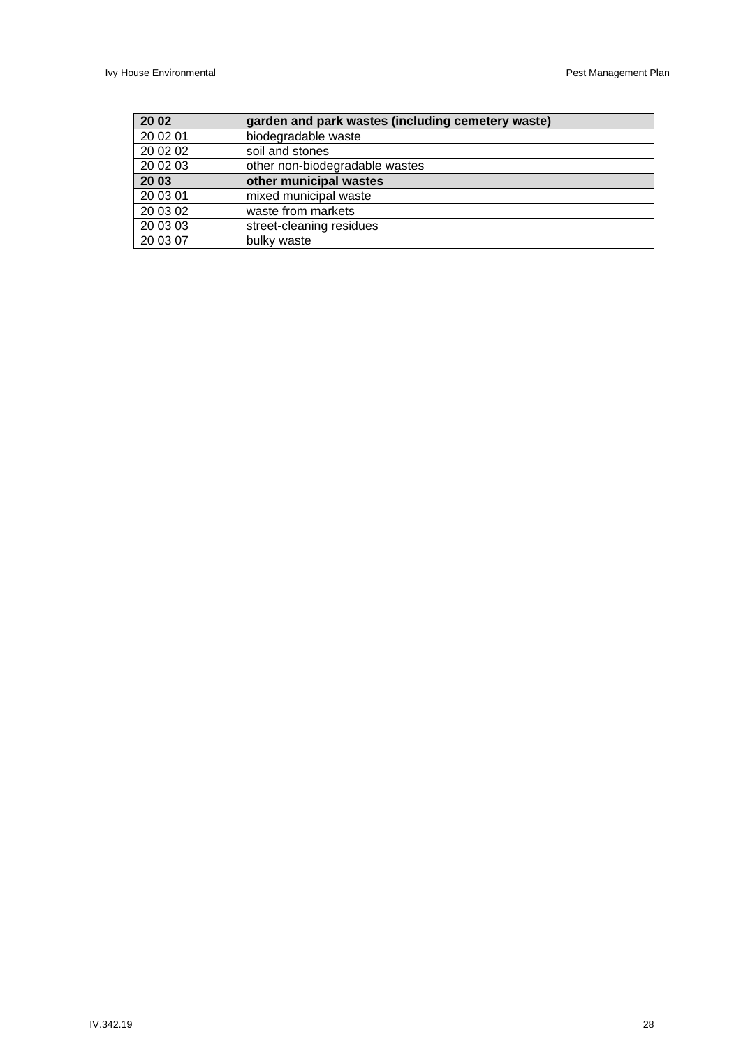| **20 02** | **garden and park wastes (including cemetery waste)** |
|---|---|
| 20 02 01 | biodegradable waste |
| 20 02 02 | soil and stones |
| 20 02 03 | other non-biodegradable wastes |
| **20 03** | **other municipal wastes** |
| 20 03 01 | mixed municipal waste |
| 20 03 02 | waste from markets |
| 20 03 03 | street-cleaning residues |
| 20 03 07 | bulky waste |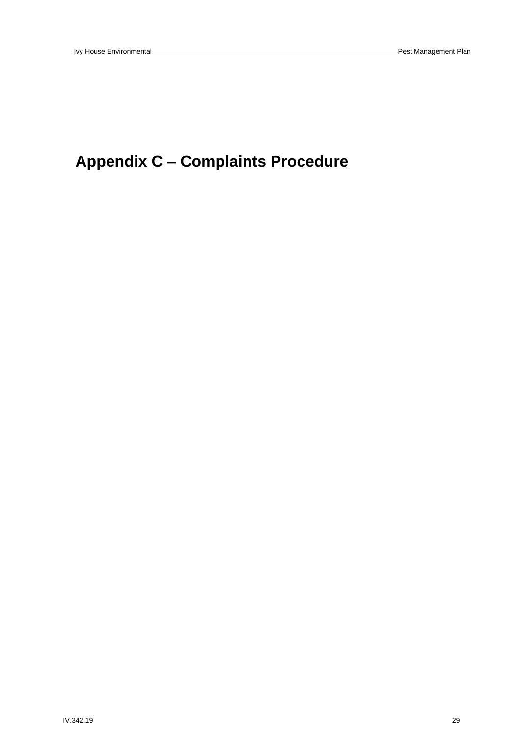# Appendix C – Complaints Procedure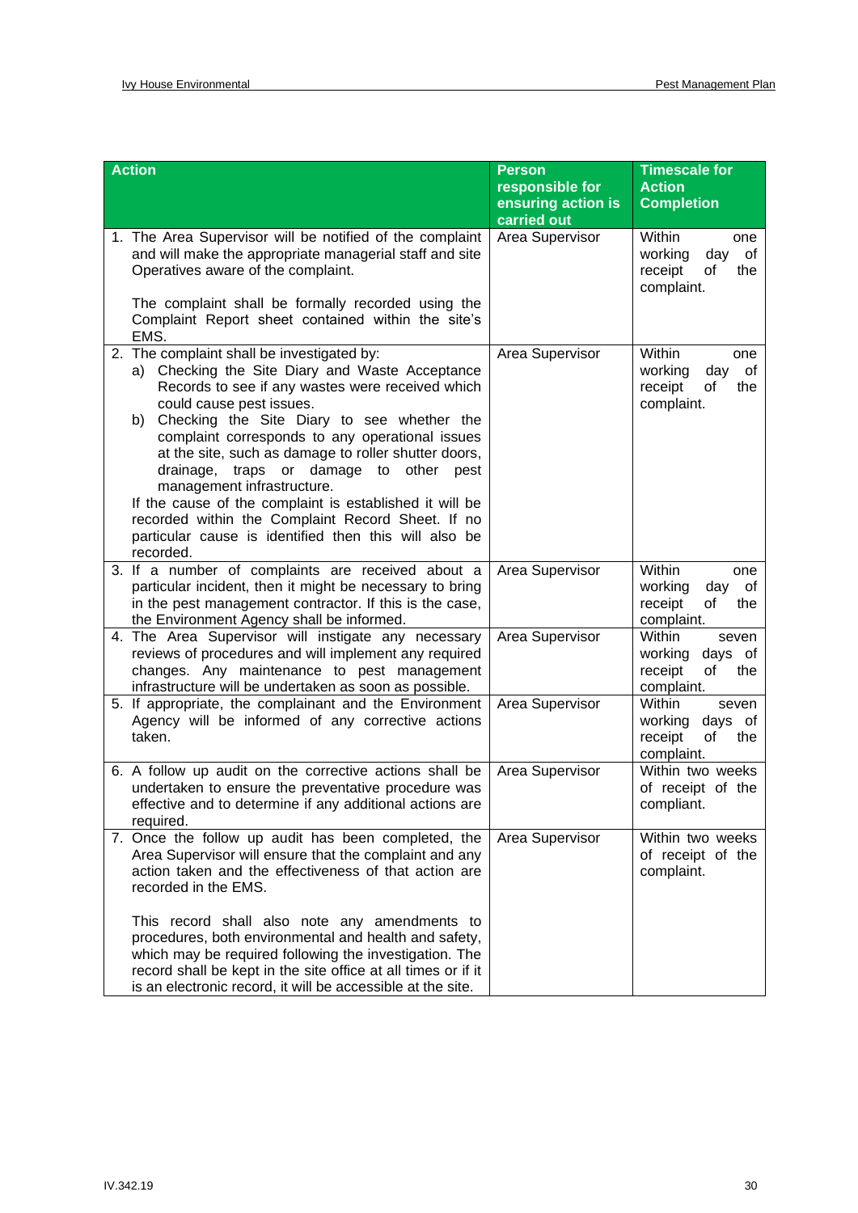| Action | Person responsible for ensuring action is carried out | Timescale for Action Completion |
|---|---|---|
| 1. The Area Supervisor will be notified of the complaint and will make the appropriate managerial staff and site Operatives aware of the complaint.<br><br>The complaint shall be formally recorded using the Complaint Report sheet contained within the site's EMS. | Area Supervisor | Within one working day of receipt of the complaint. |
| 2. The complaint shall be investigated by:<br>a) Checking the Site Diary and Waste Acceptance Records to see if any wastes were received which could cause pest issues.<br>b) Checking the Site Diary to see whether the complaint corresponds to any operational issues at the site, such as damage to roller shutter doors, drainage, traps or damage to other pest management infrastructure.<br>If the cause of the complaint is established it will be recorded within the Complaint Record Sheet. If no particular cause is identified then this will also be recorded. | Area Supervisor | Within one working day of receipt of the complaint. |
| 3. If a number of complaints are received about a particular incident, then it might be necessary to bring in the pest management contractor. If this is the case, the Environment Agency shall be informed. | Area Supervisor | Within one working day of receipt of the complaint. |
| 4. The Area Supervisor will instigate any necessary reviews of procedures and will implement any required changes. Any maintenance to pest management infrastructure will be undertaken as soon as possible. | Area Supervisor | Within seven working days of receipt of the complaint. |
| 5. If appropriate, the complainant and the Environment Agency will be informed of any corrective actions taken. | Area Supervisor | Within seven working days of receipt of the complaint. |
| 6. A follow up audit on the corrective actions shall be undertaken to ensure the preventative procedure was effective and to determine if any additional actions are required. | Area Supervisor | Within two weeks of receipt of the compliant. |
| 7. Once the follow up audit has been completed, the Area Supervisor will ensure that the complaint and any action taken and the effectiveness of that action are recorded in the EMS.<br><br>This record shall also note any amendments to procedures, both environmental and health and safety, which may be required following the investigation. The record shall be kept in the site office at all times or if it is an electronic record, it will be accessible at the site. | Area Supervisor | Within two weeks of receipt of the complaint. |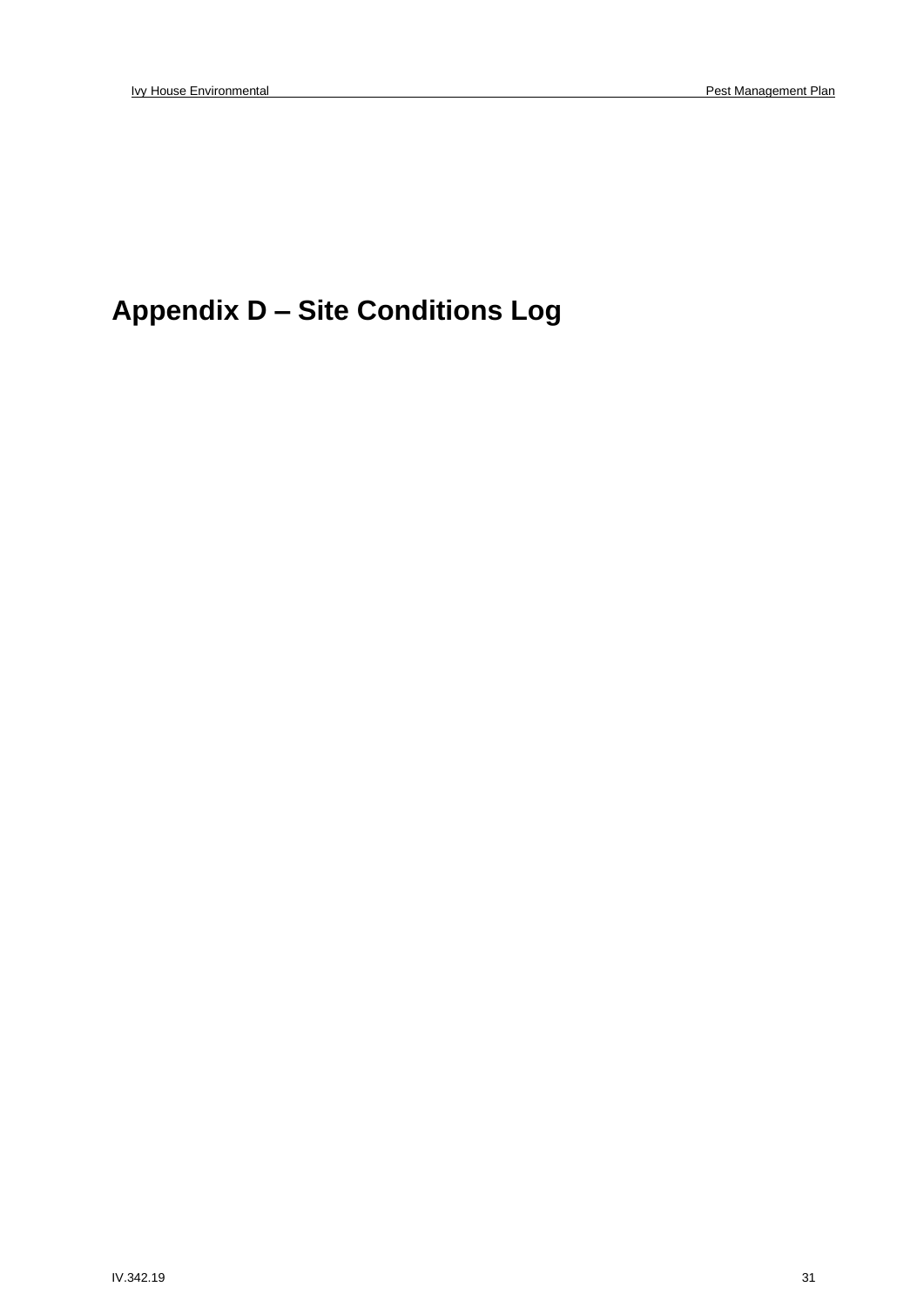# Appendix D – Site Conditions Log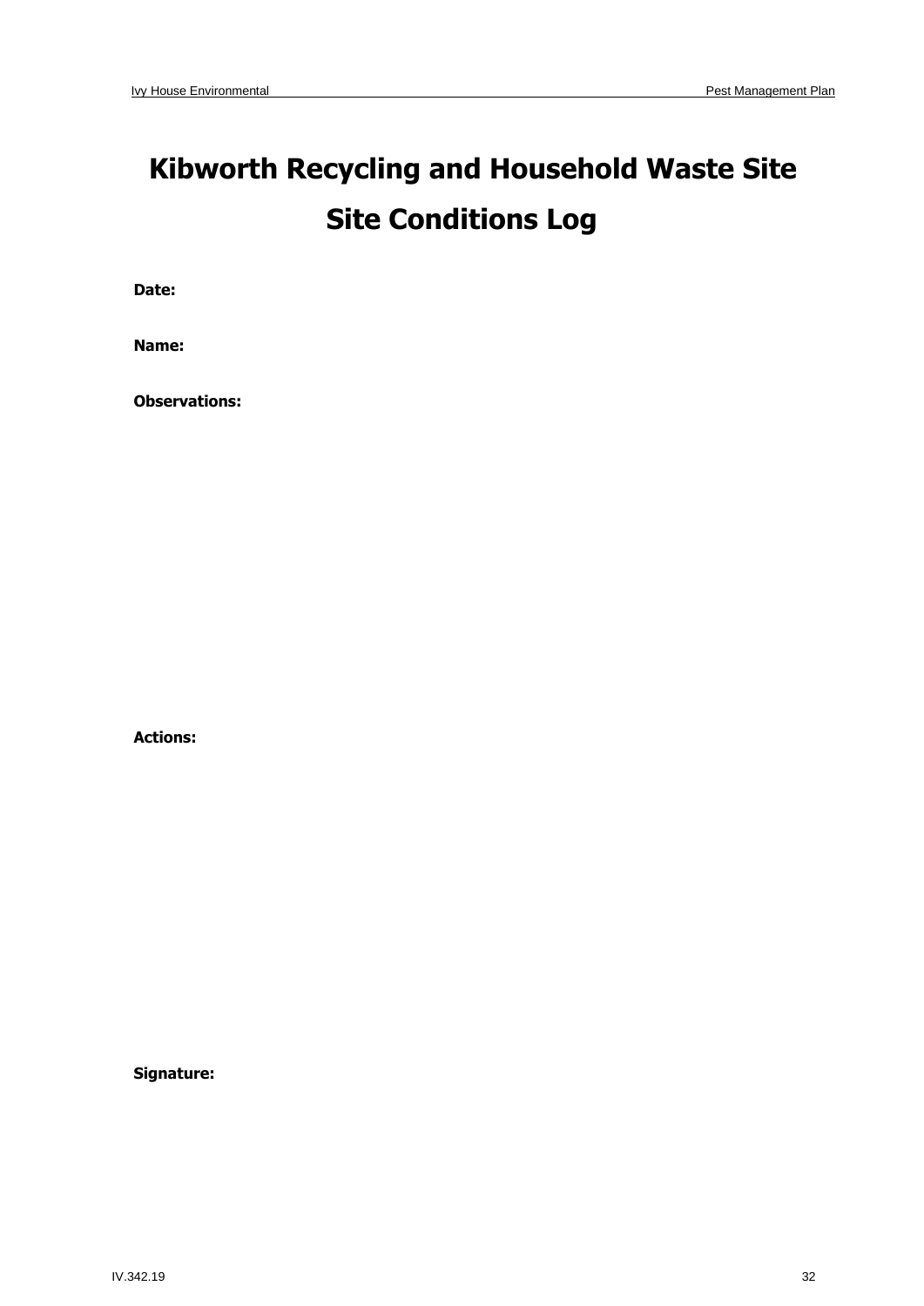# Kibworth Recycling and Household Waste Site

# Site Conditions Log

**Date:**

**Name:**

**Observations:**

**Actions:**

**Signature:**